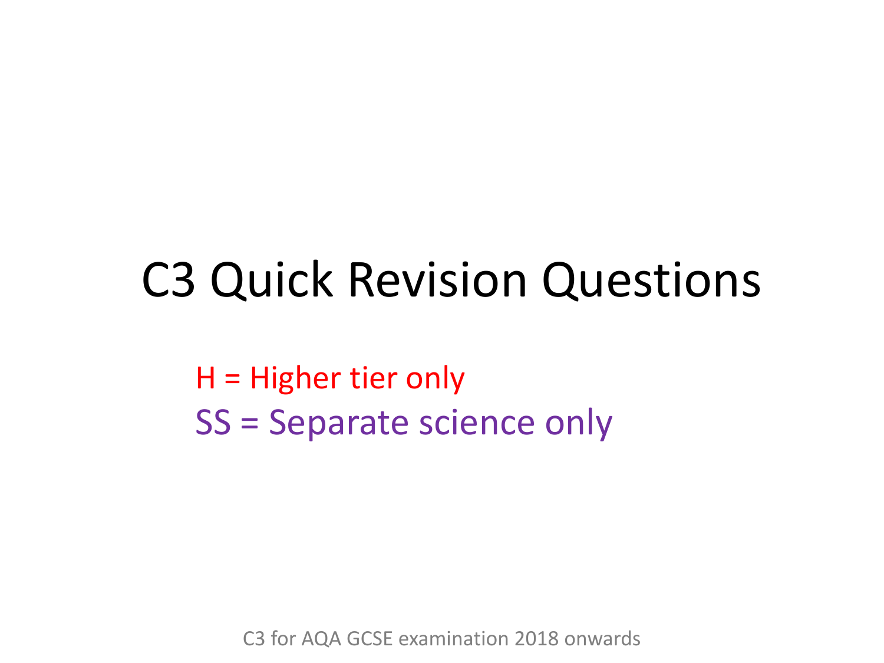# C3 Quick Revision Questions

H = Higher tier only

SS = Separate science only

C3 for AQA GCSE examination 2018 onwards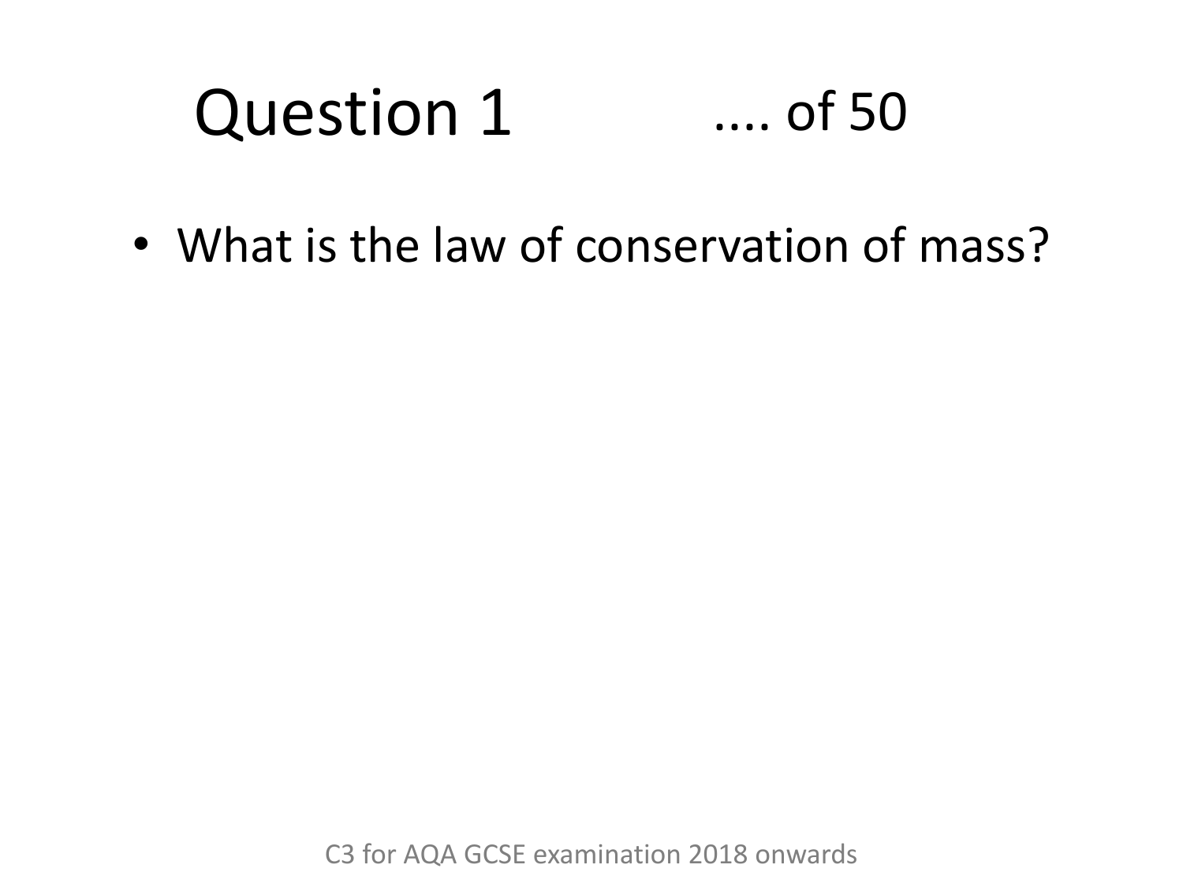# Question 1 .... of 50

- What is the law of conservation of mass?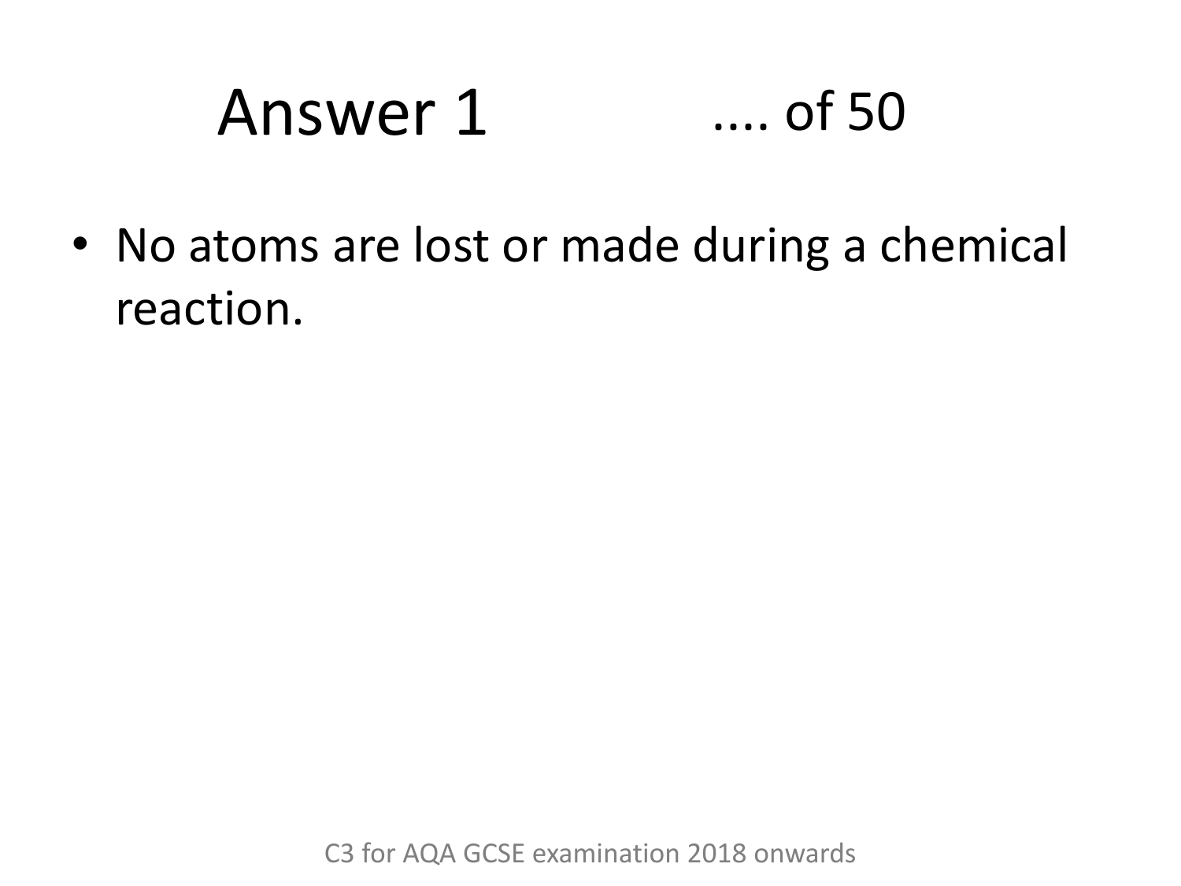# Answer 1 .... of 50

- No atoms are lost or made during a chemical reaction.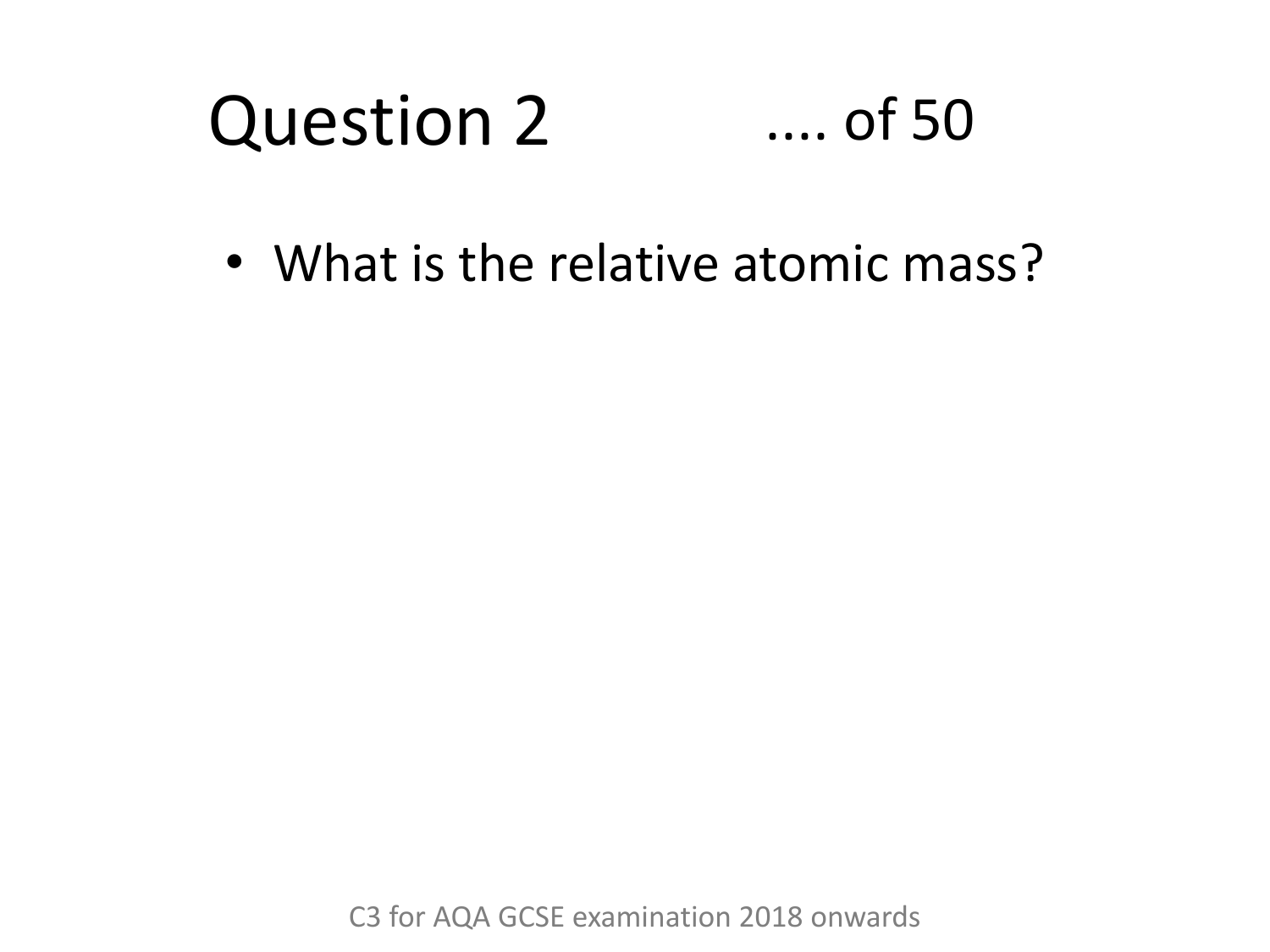# Question 2 .... of 50

- What is the relative atomic mass?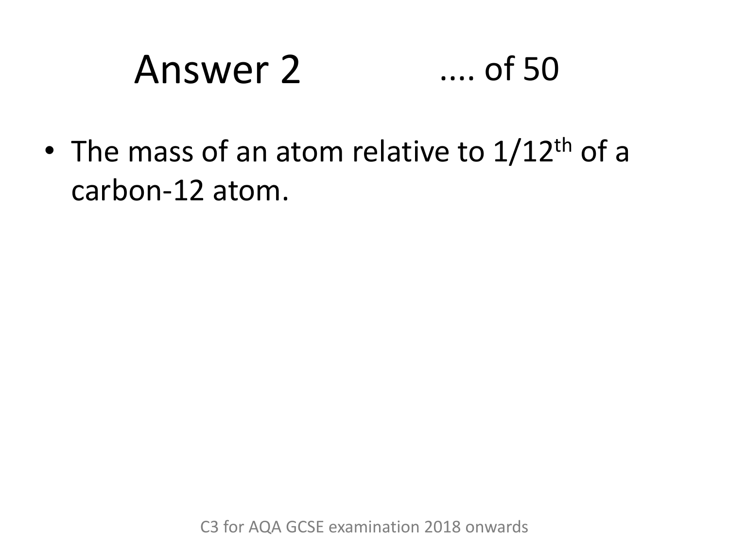# Answer 2 .... of 50

- The mass of an atom relative to 1/12th of a carbon-12 atom.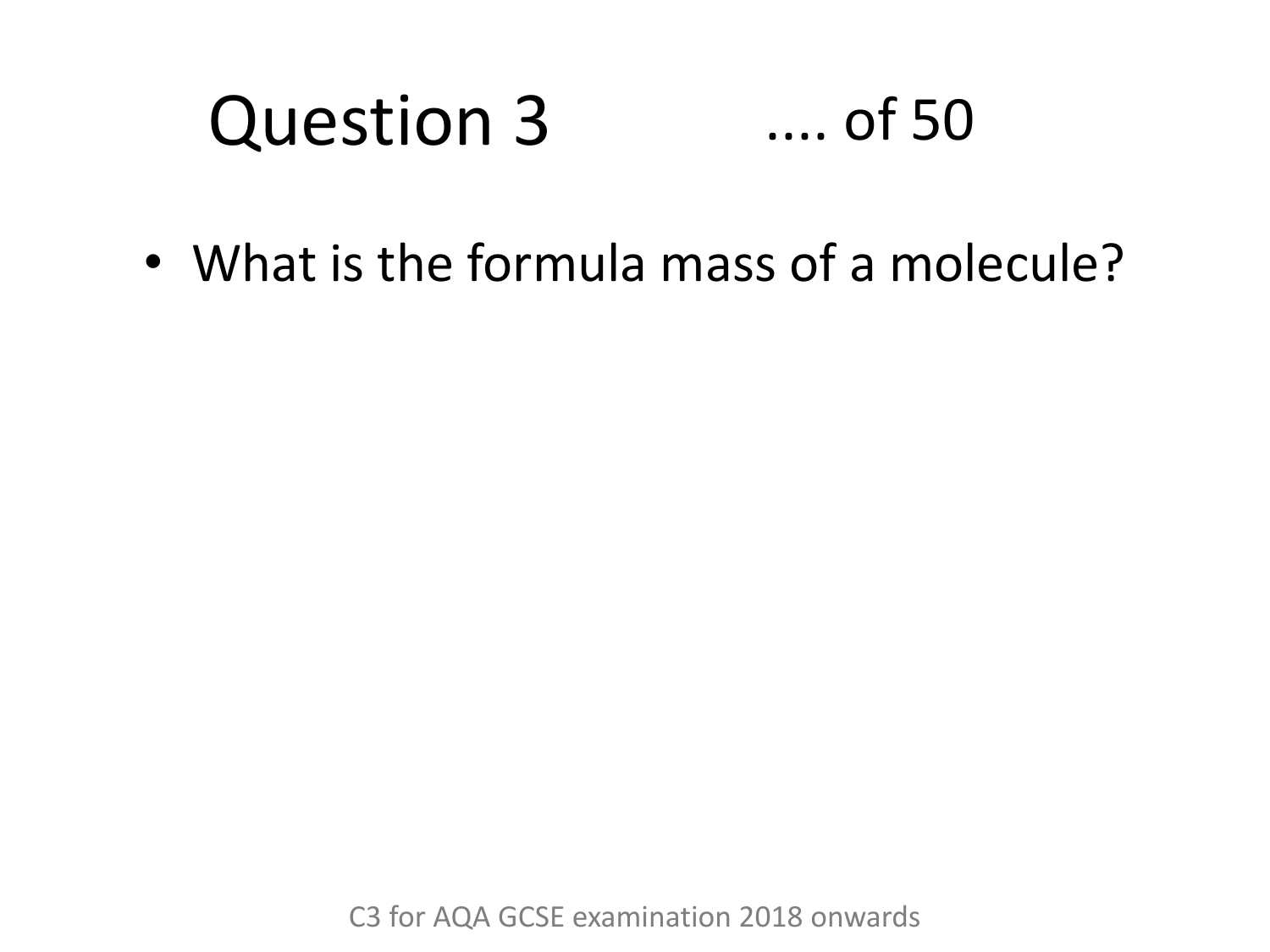# Question 3 .... of 50

- What is the formula mass of a molecule?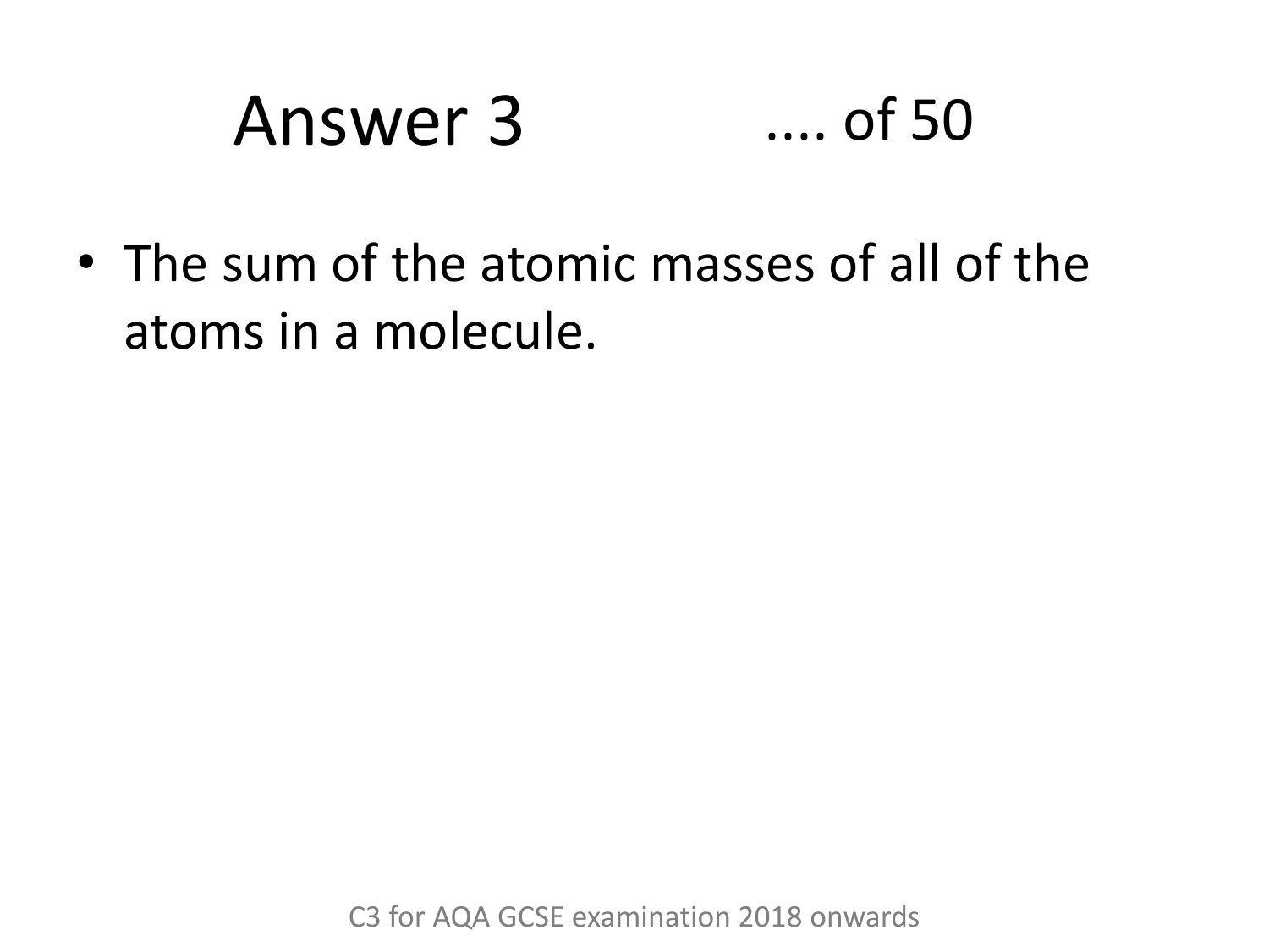# Answer 3 .... of 50

- The sum of the atomic masses of all of the atoms in a molecule.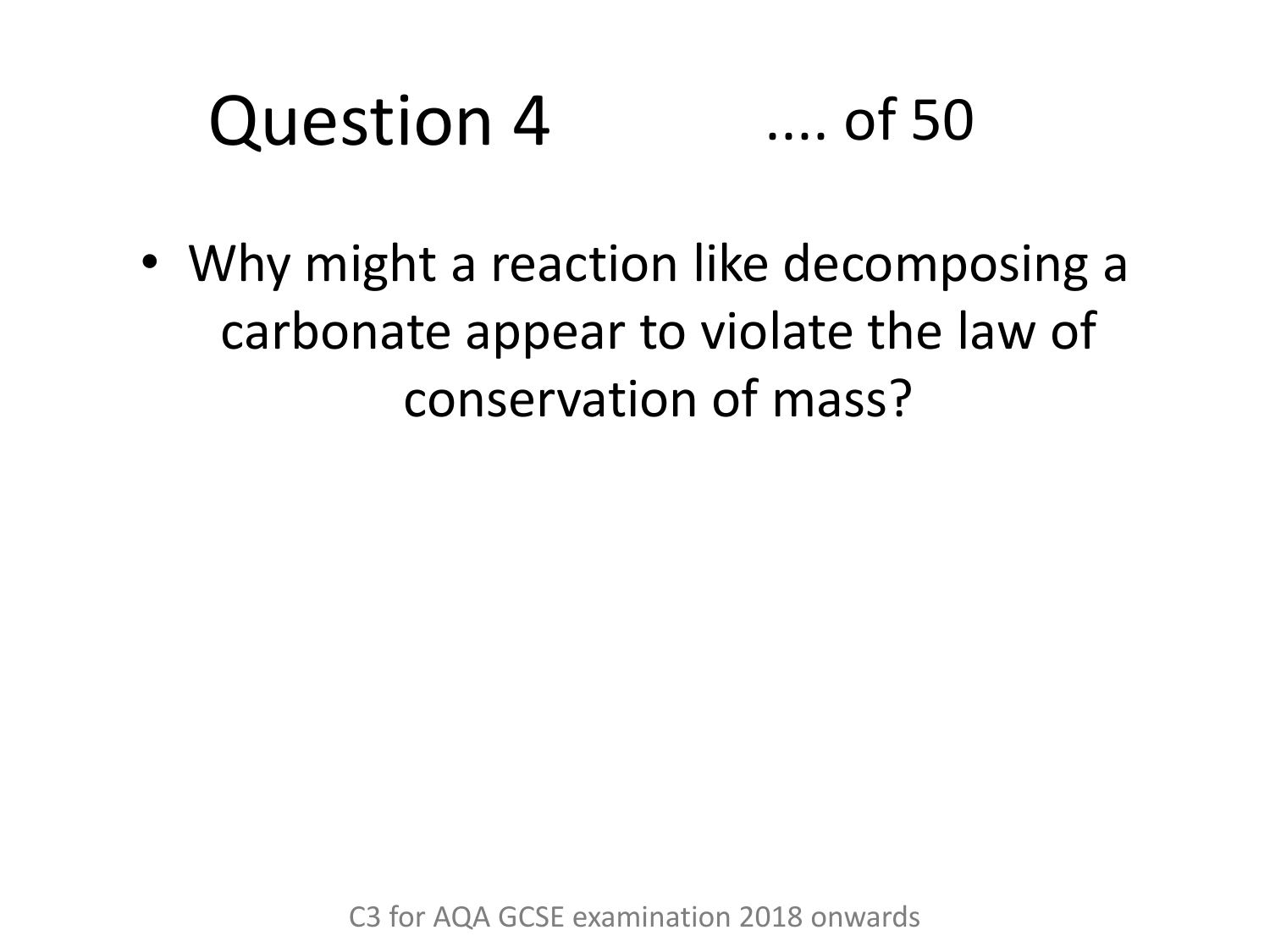# Question 4 .... of 50

- Why might a reaction like decomposing a carbonate appear to violate the law of conservation of mass?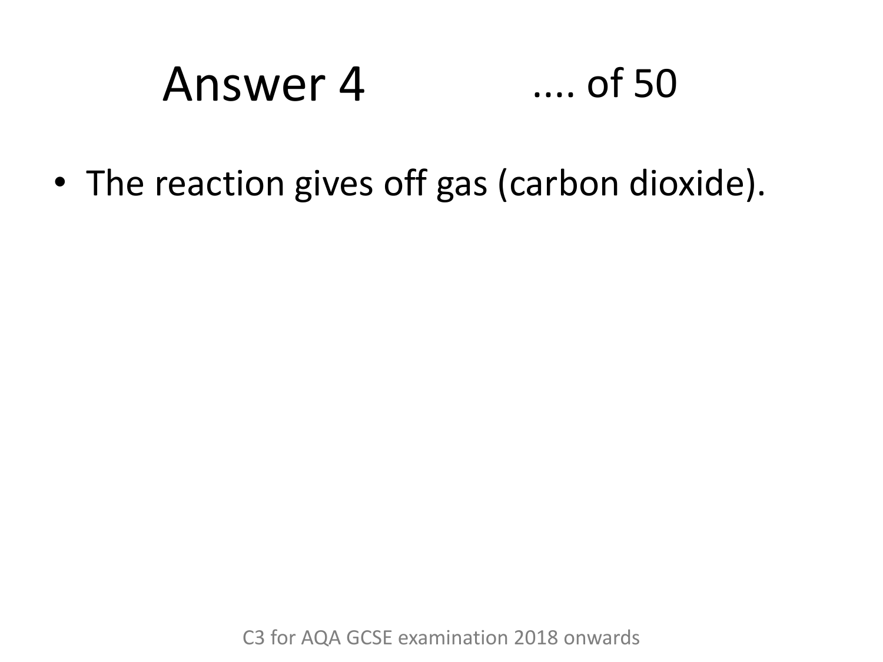# Answer 4 .... of 50

- The reaction gives off gas (carbon dioxide).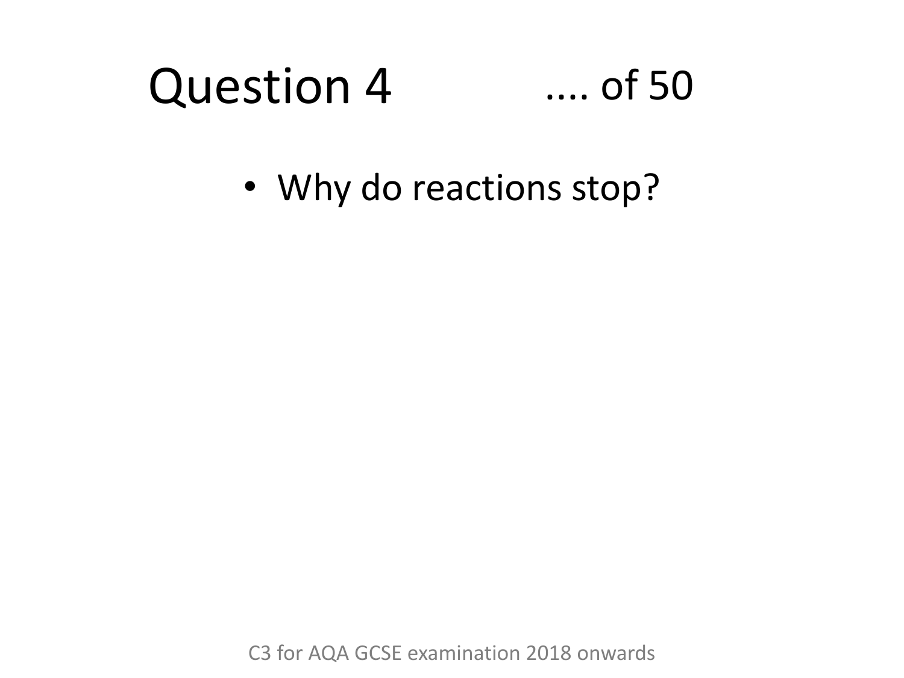# Question 4 .... of 50

- Why do reactions stop?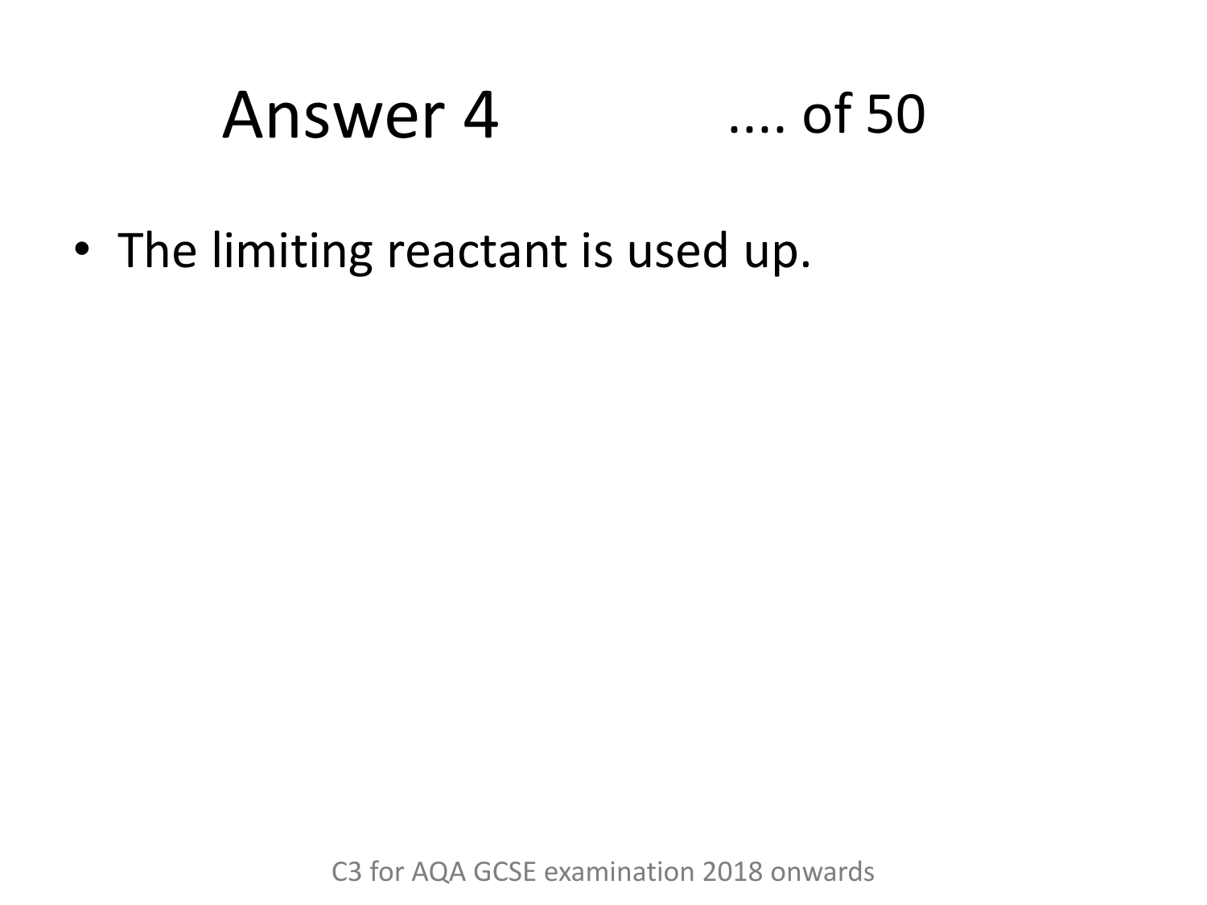# Answer 4 .... of 50

- The limiting reactant is used up.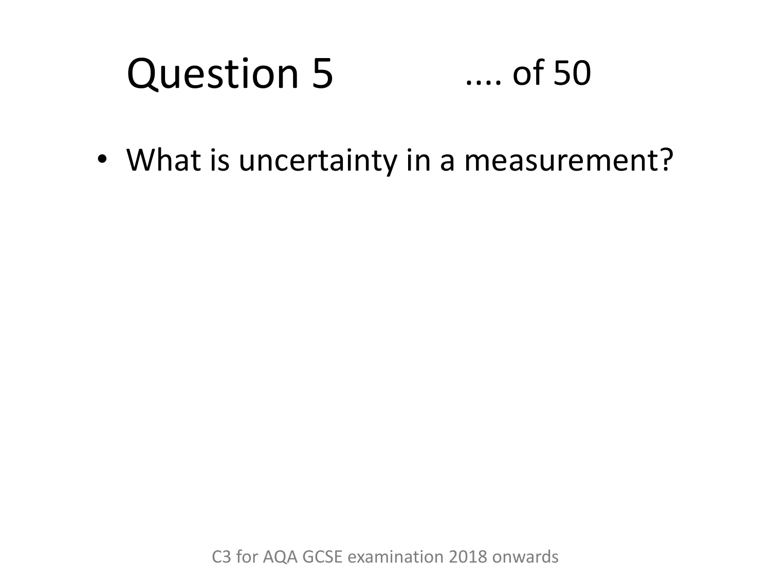# Question 5 .... of 50

- What is uncertainty in a measurement?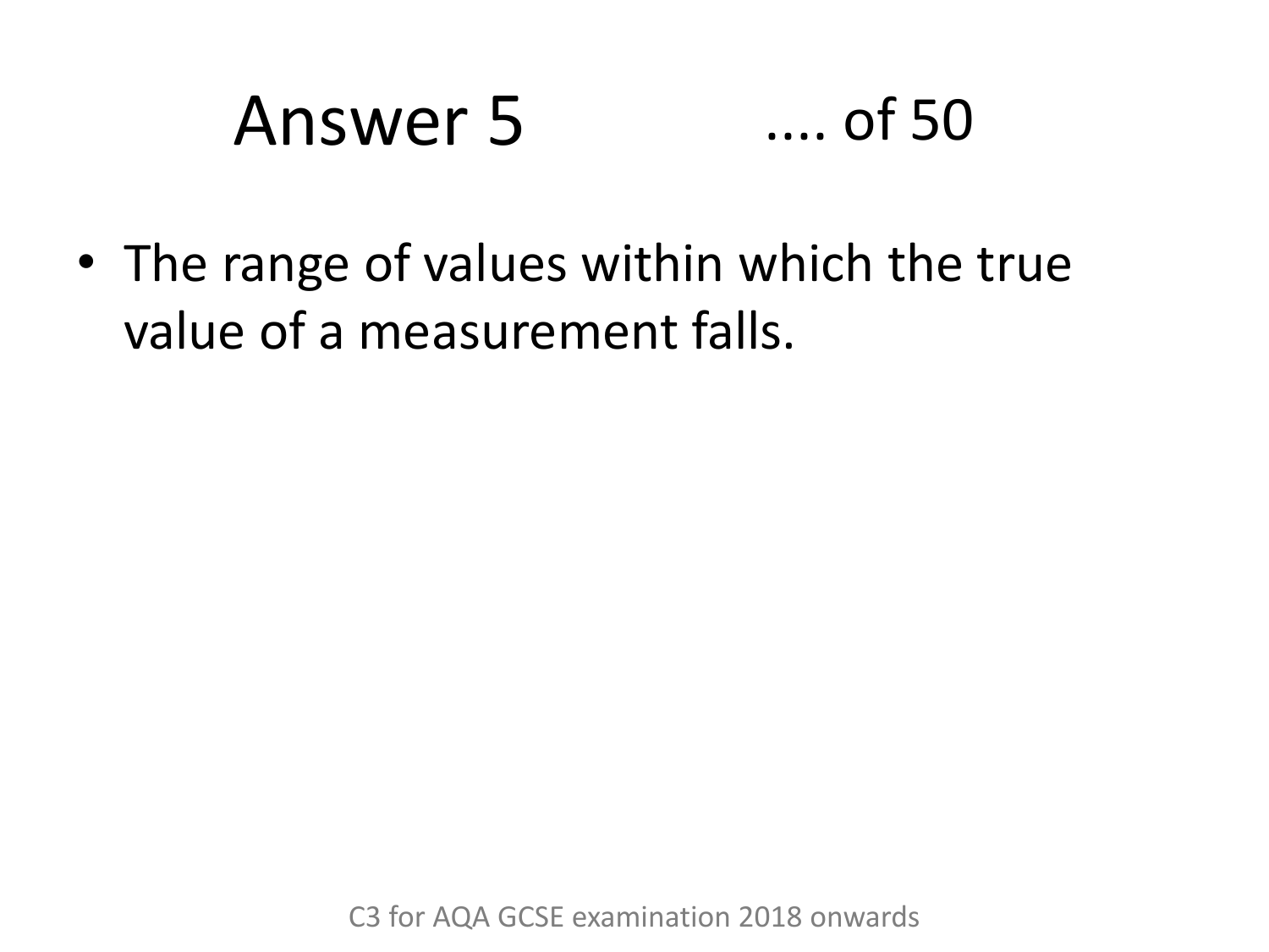# Answer 5 .... of 50

- The range of values within which the true value of a measurement falls.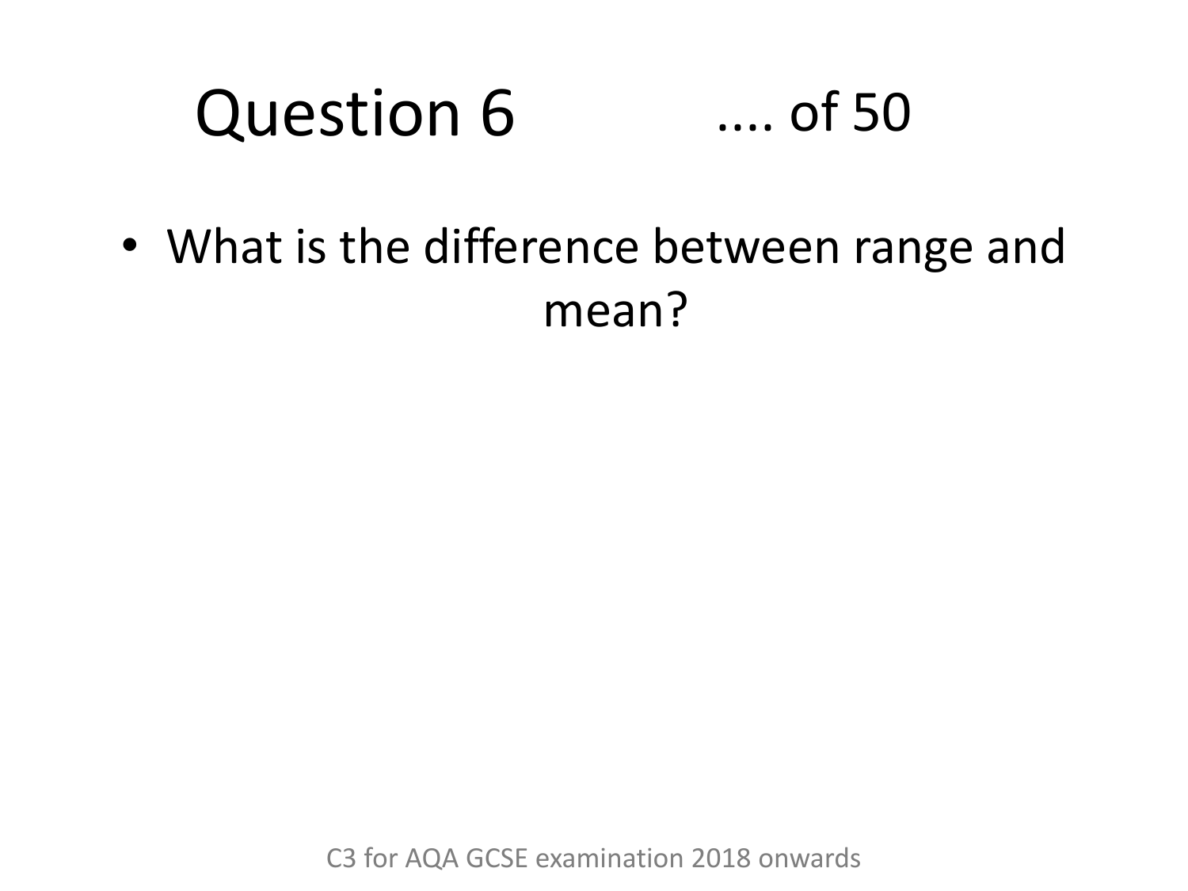# Question 6 .... of 50

- What is the difference between range and mean?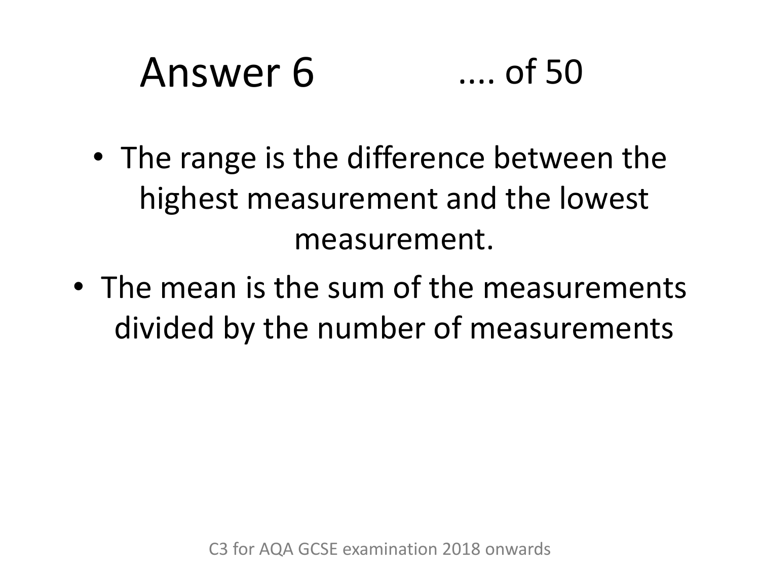# Answer 6 .... of 50

- The range is the difference between the highest measurement and the lowest measurement.
- The mean is the sum of the measurements divided by the number of measurements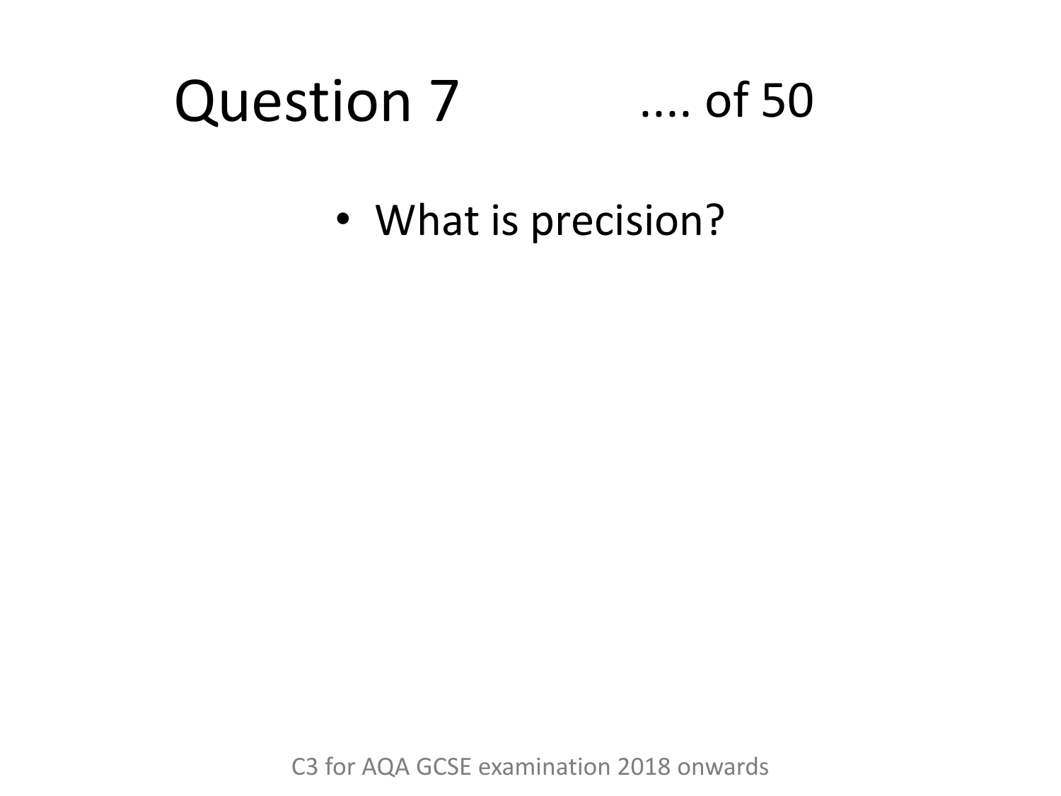# Question 7 .... of 50

- What is precision?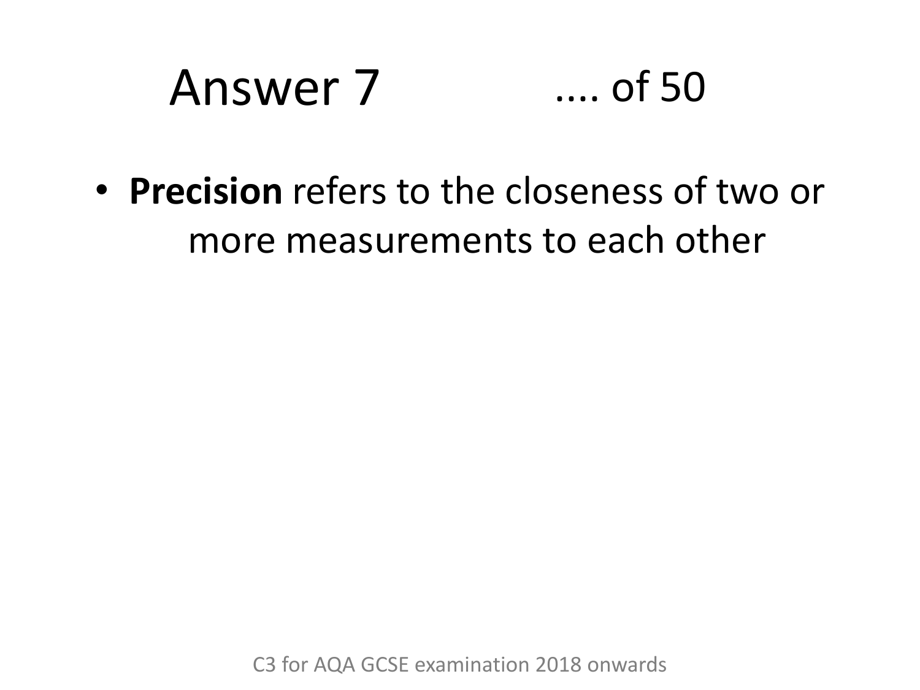# Answer 7 .... of 50

- **Precision** refers to the closeness of two or more measurements to each other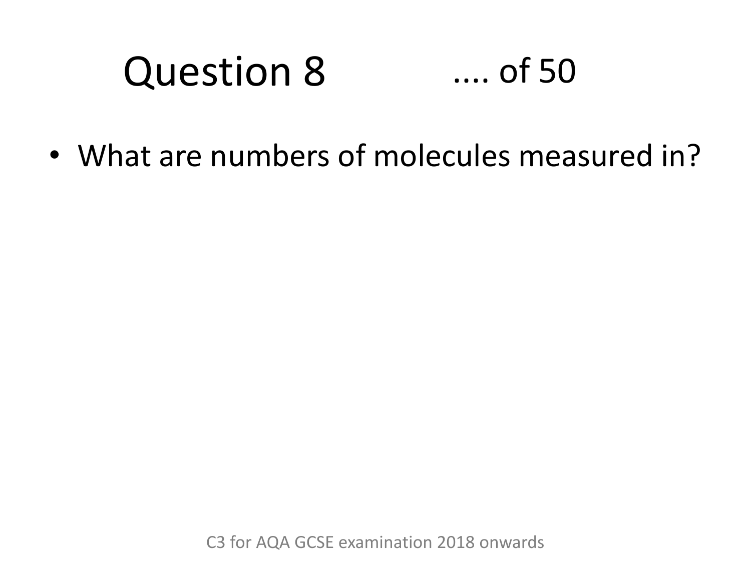# Question 8 .... of 50

- What are numbers of molecules measured in?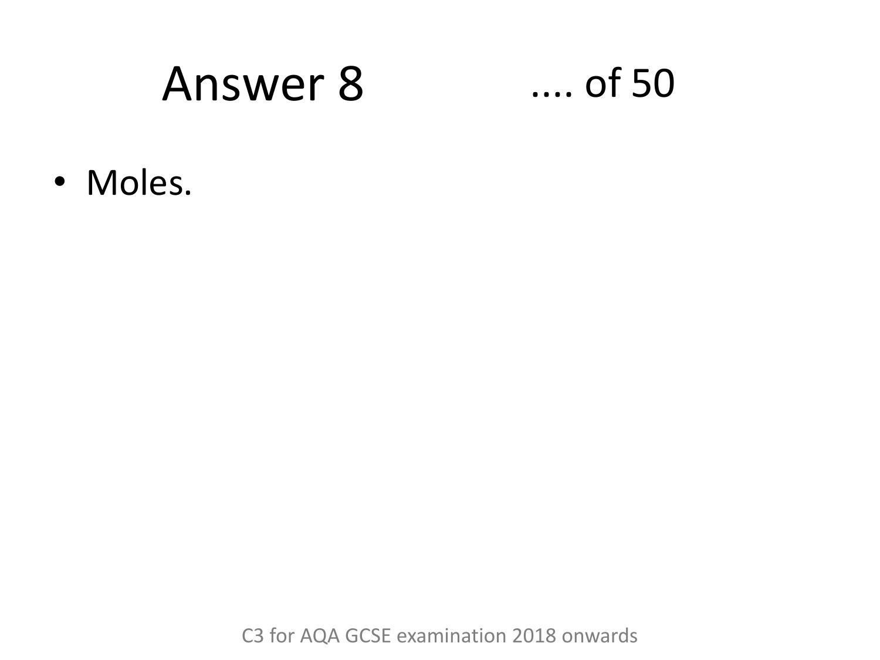# Answer 8 .... of 50

- Moles.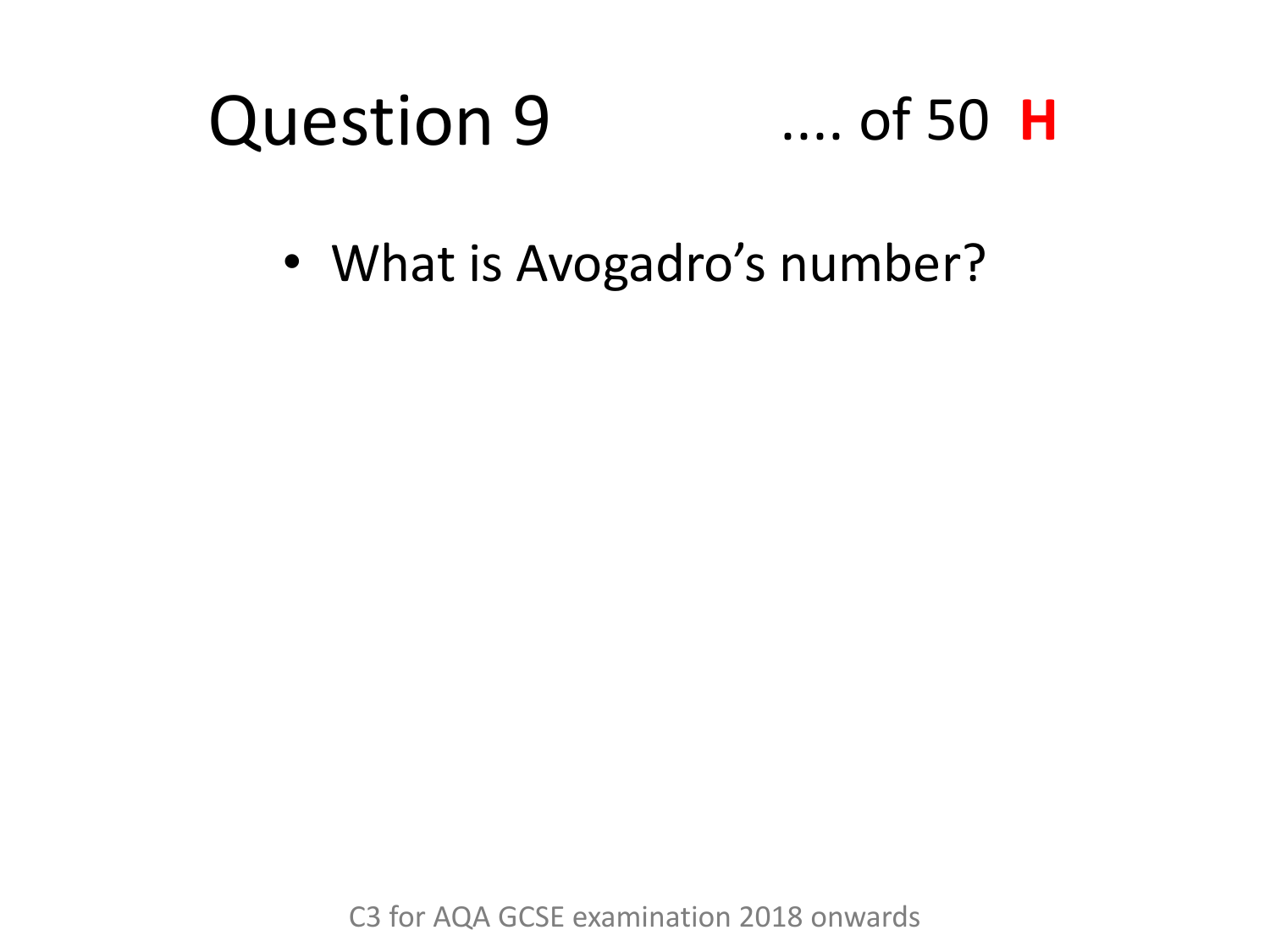# Question 9 .... of 50 **H**

- What is Avogadro's number?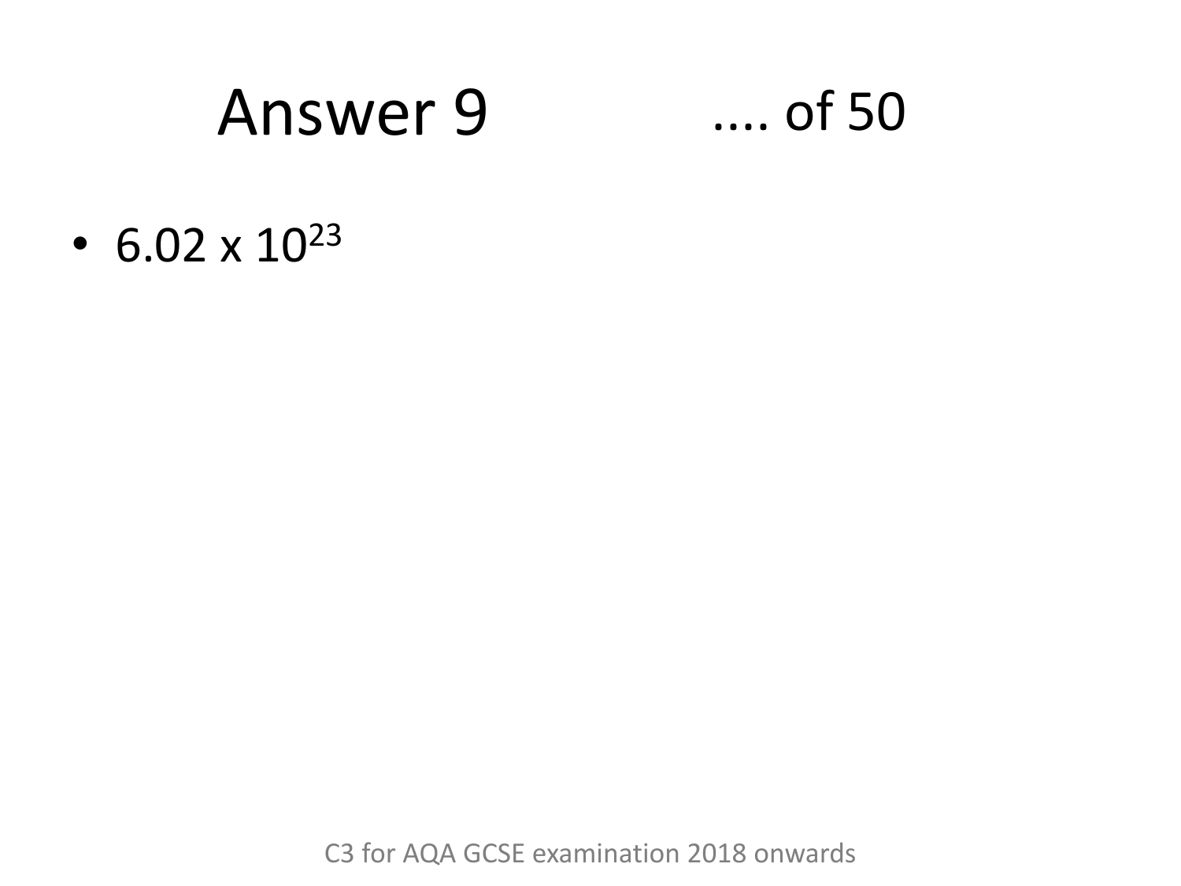# Answer 9 .... of 50

- $6.02 \times 10^{23}$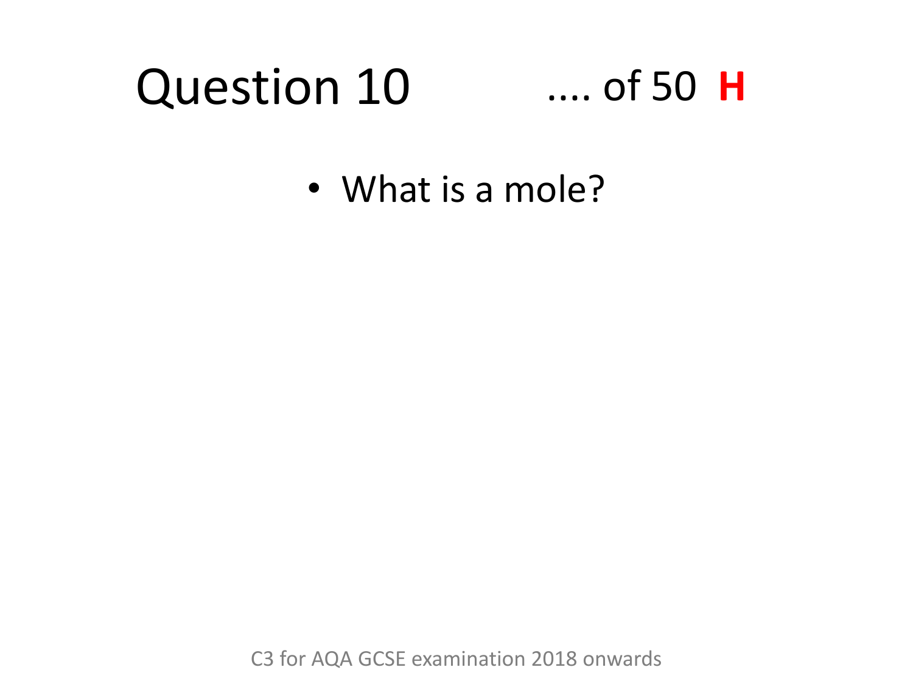# Question 10 .... of 50 **H**

- What is a mole?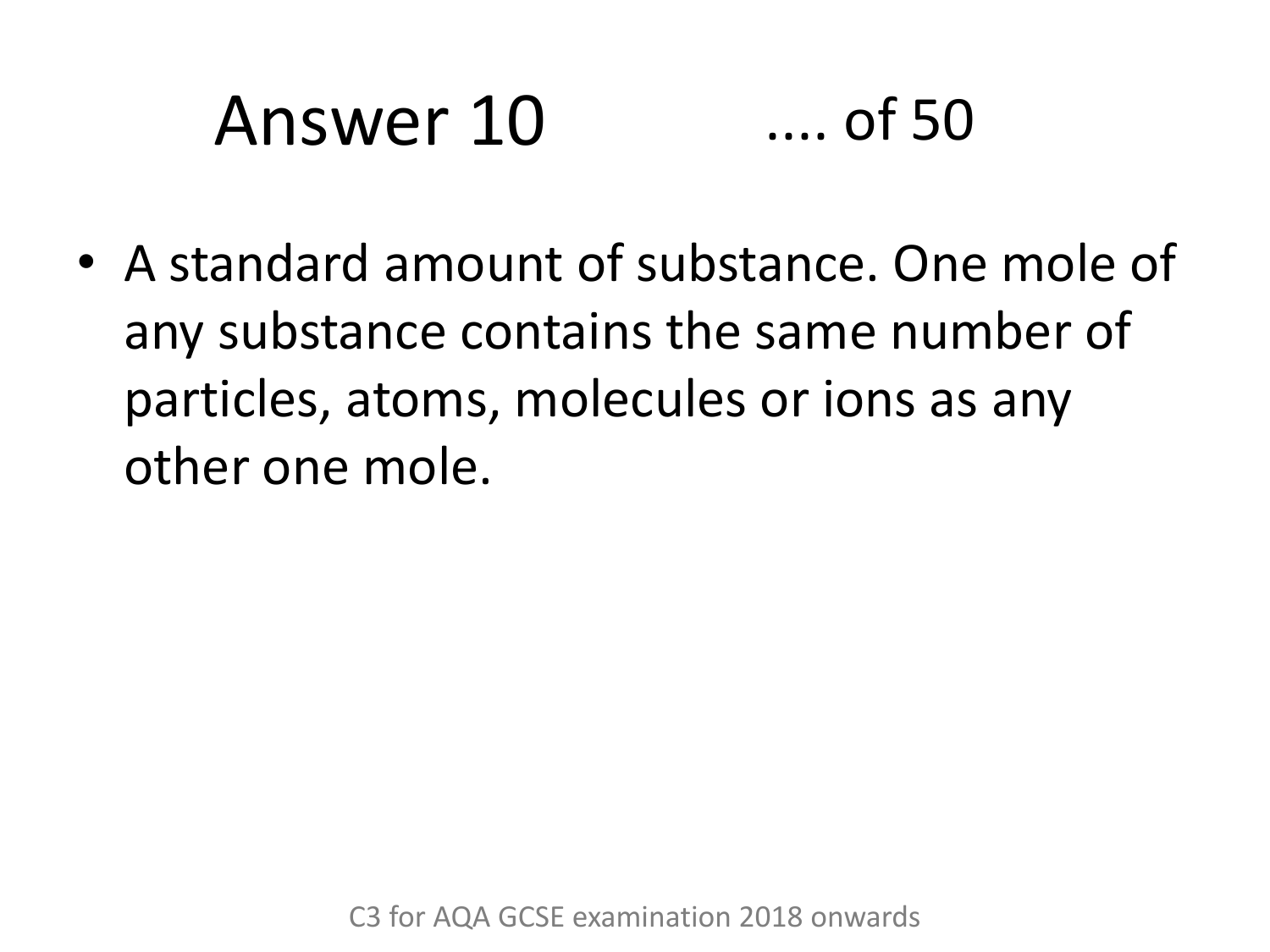# Answer 10 .... of 50

- A standard amount of substance. One mole of any substance contains the same number of particles, atoms, molecules or ions as any other one mole.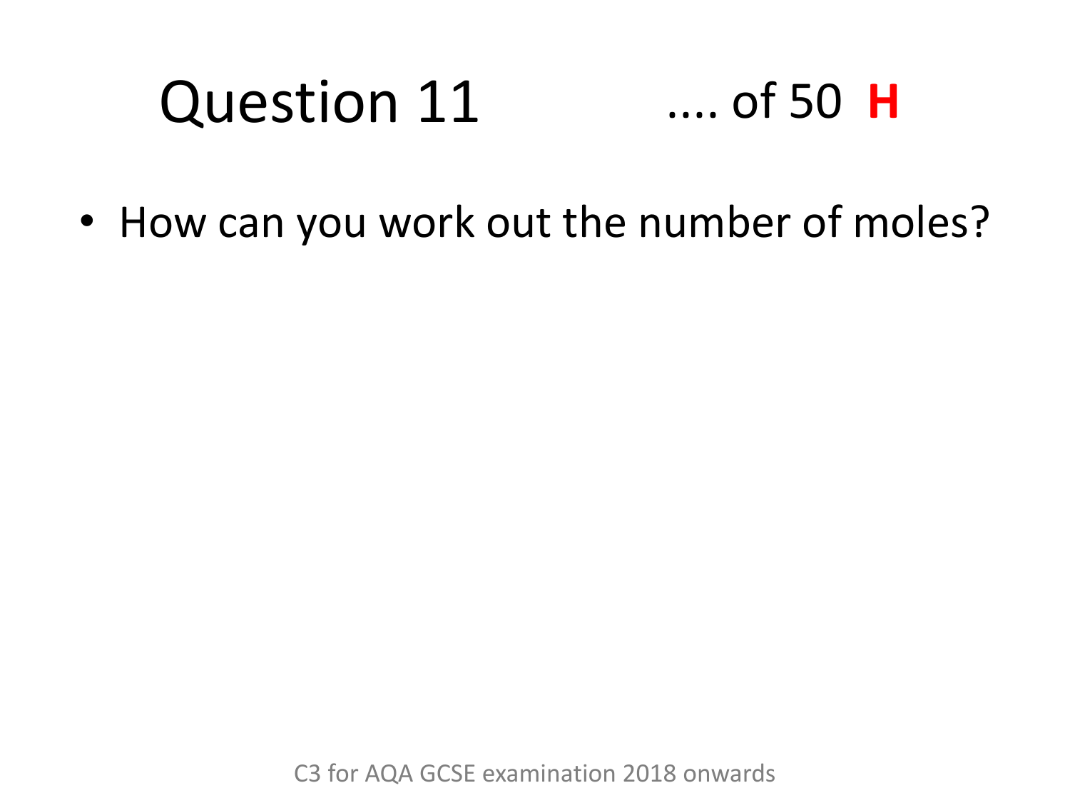# Question 11 .... of 50 **H**

- How can you work out the number of moles?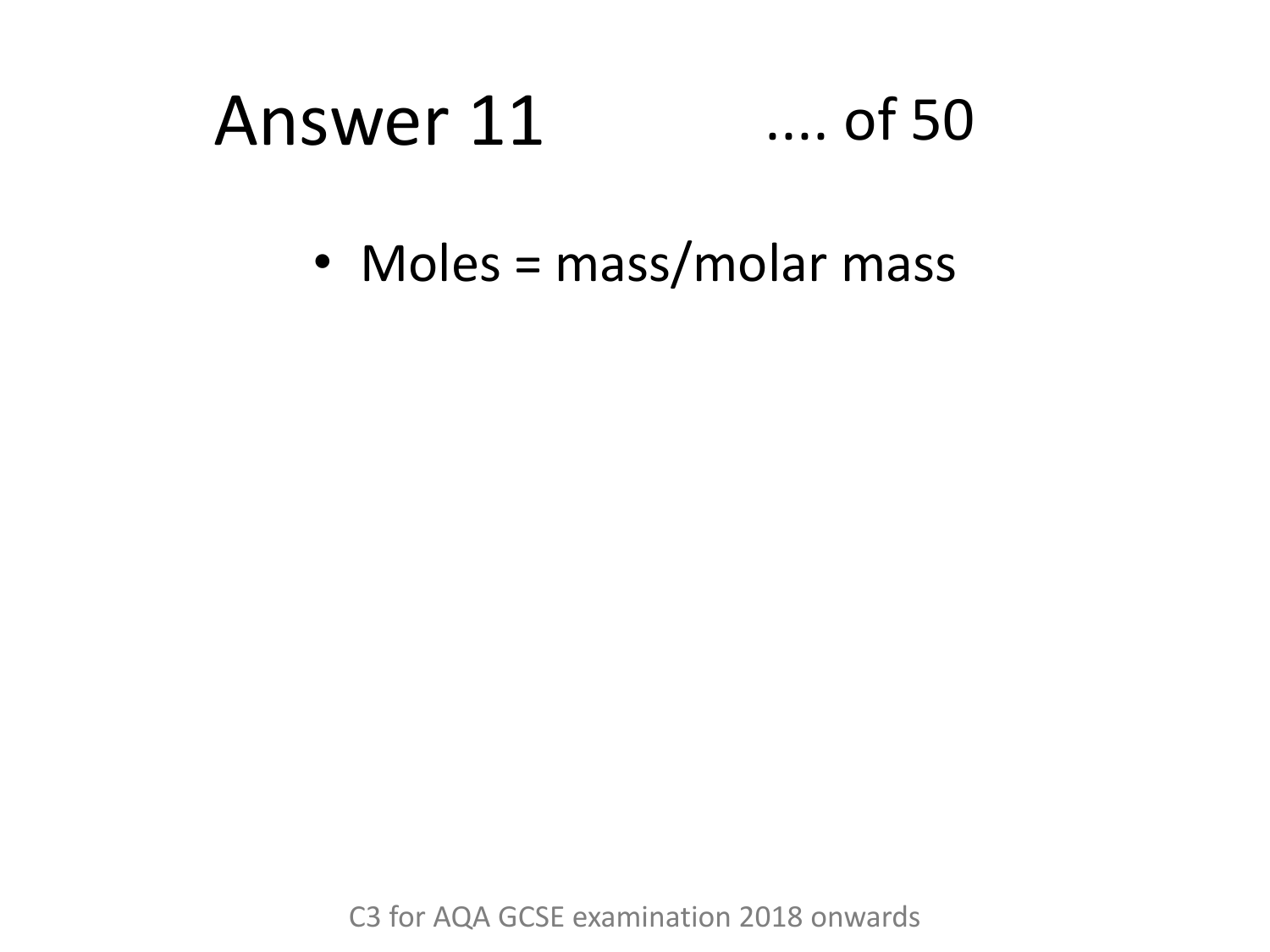# Answer 11

- Moles = mass/molar mass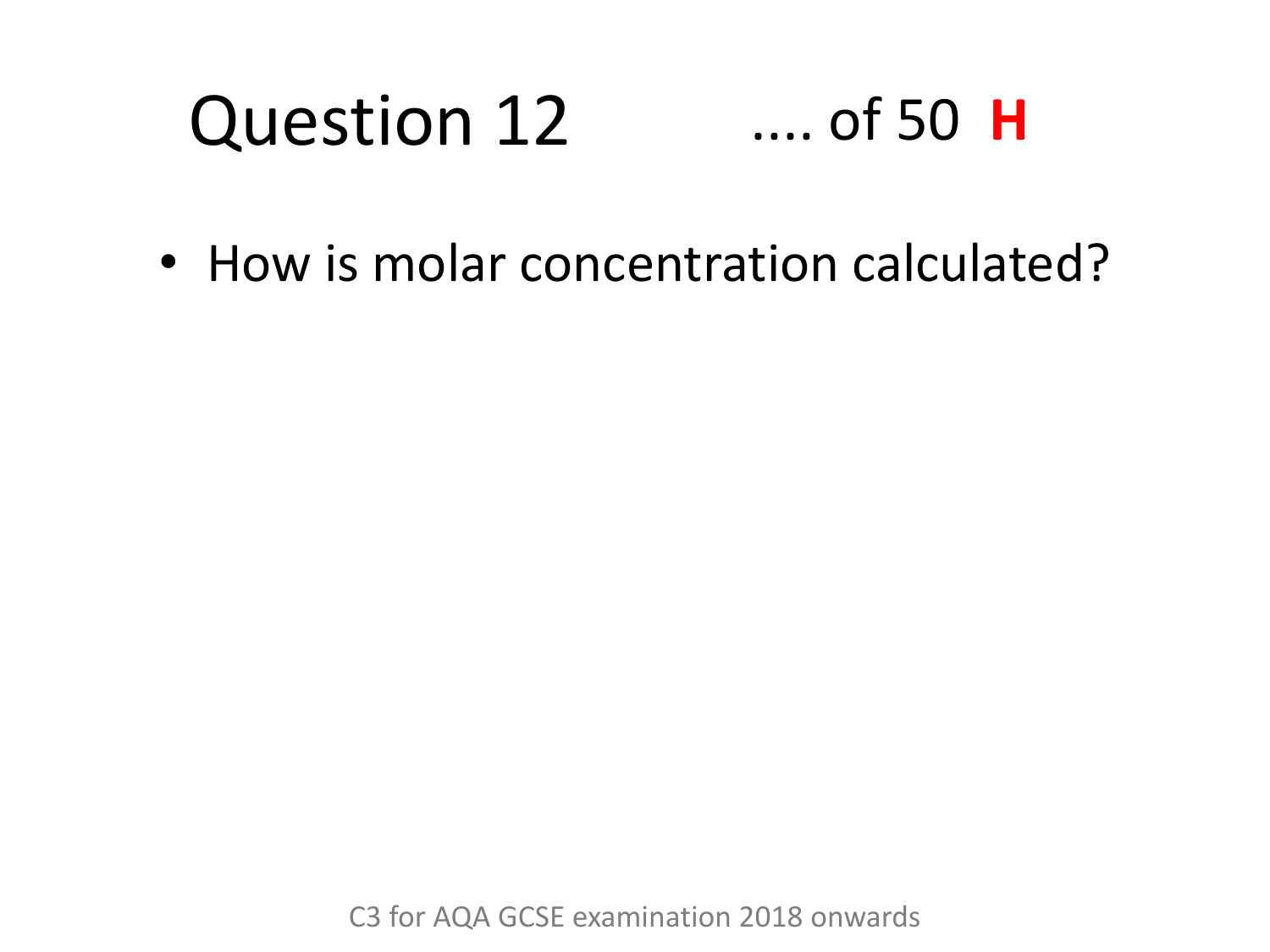# Question 12 .... of 50 **H**

- How is molar concentration calculated?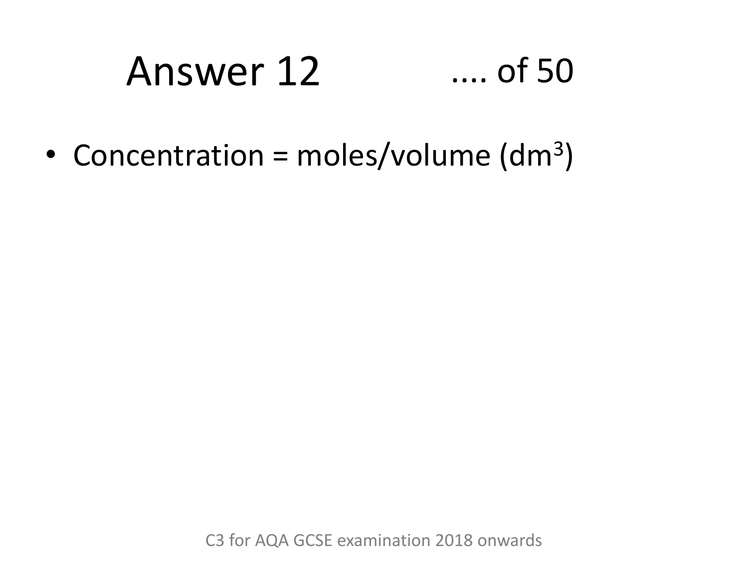# Answer 12 .... of 50

- Concentration = moles/volume ($dm^3$)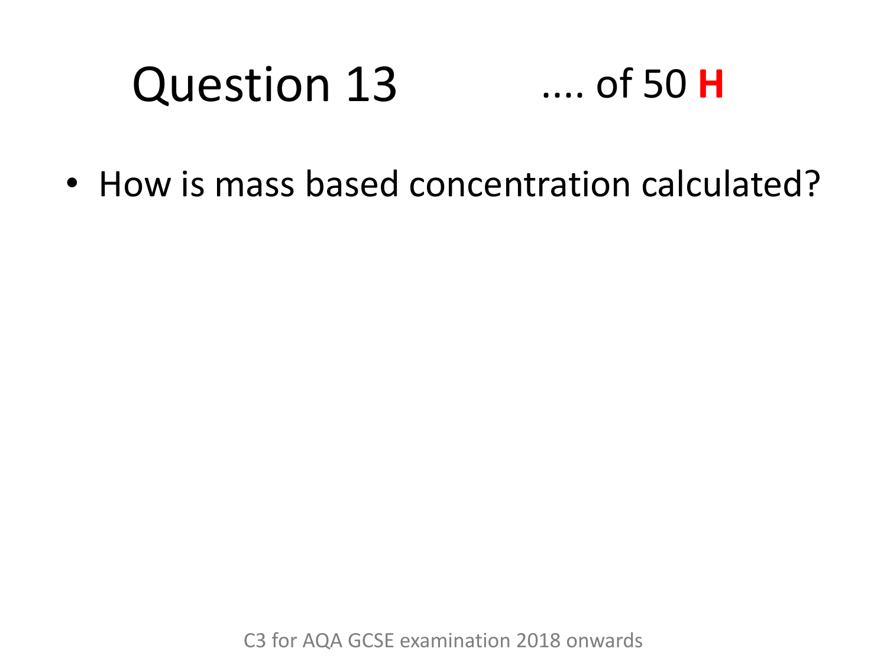# Question 13 .... of 50 **H**

- How is mass based concentration calculated?

C3 for AQA GCSE examination 2018 onwards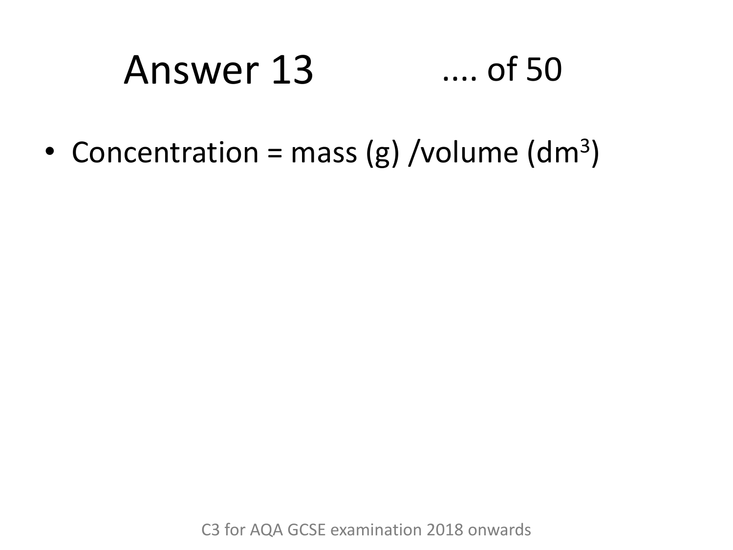# Answer 13

.... of 50

- Concentration = mass (g) /volume ($dm^3$)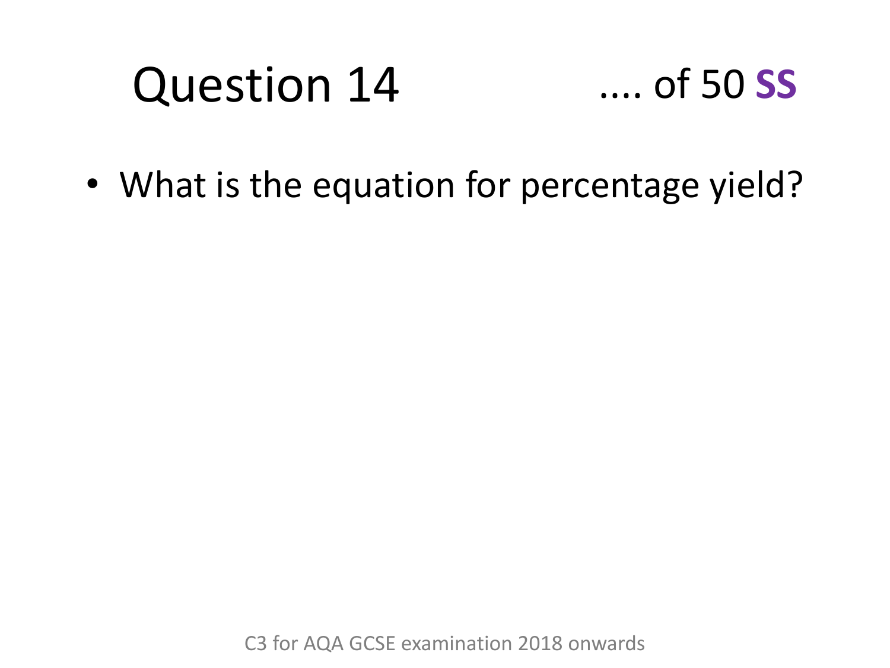# Question 14 .... of 50 **SS**

- What is the equation for percentage yield?

C3 for AQA GCSE examination 2018 onwards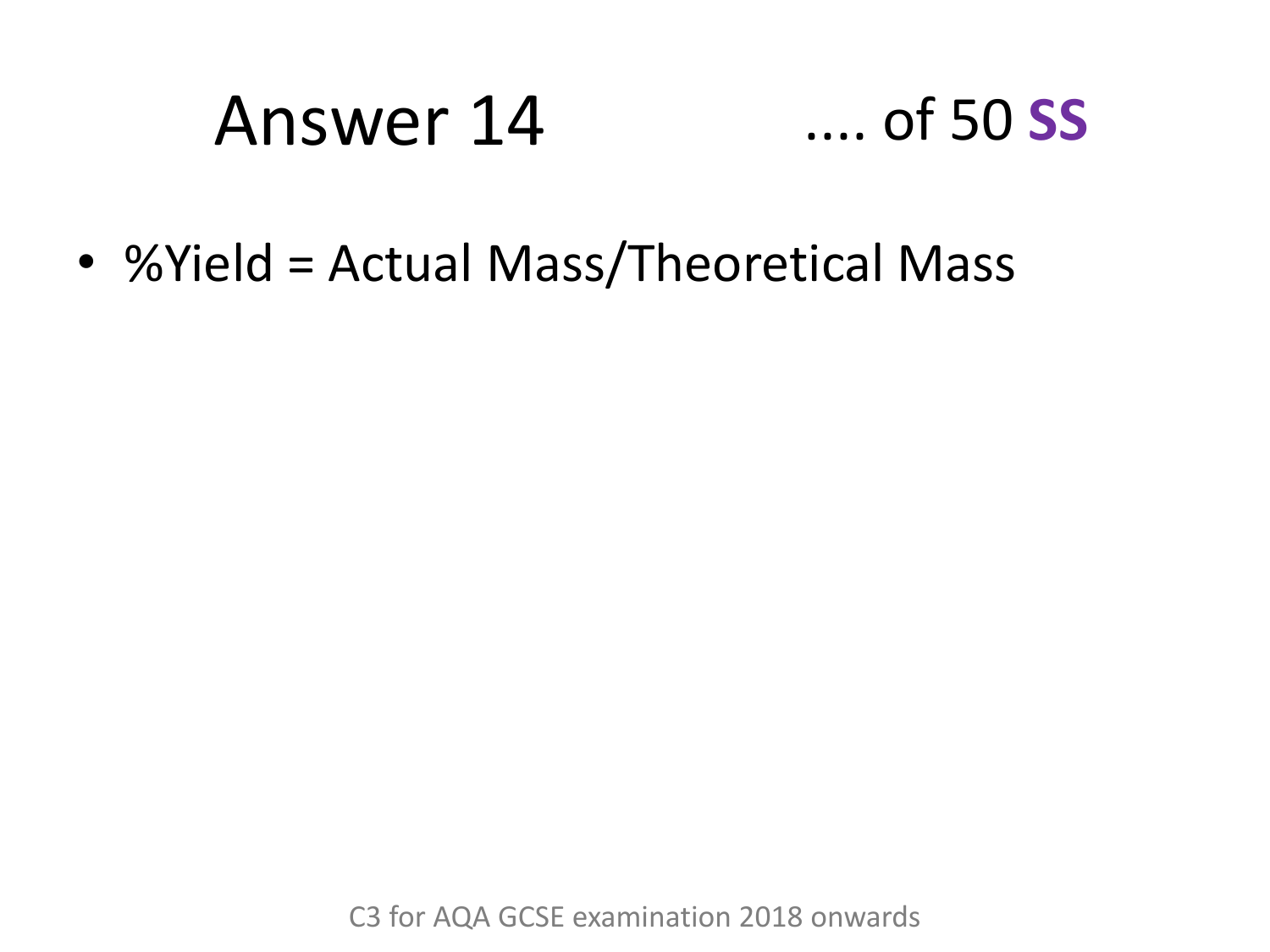# Answer 14 .... of 50 **SS**

- %Yield = Actual Mass/Theoretical Mass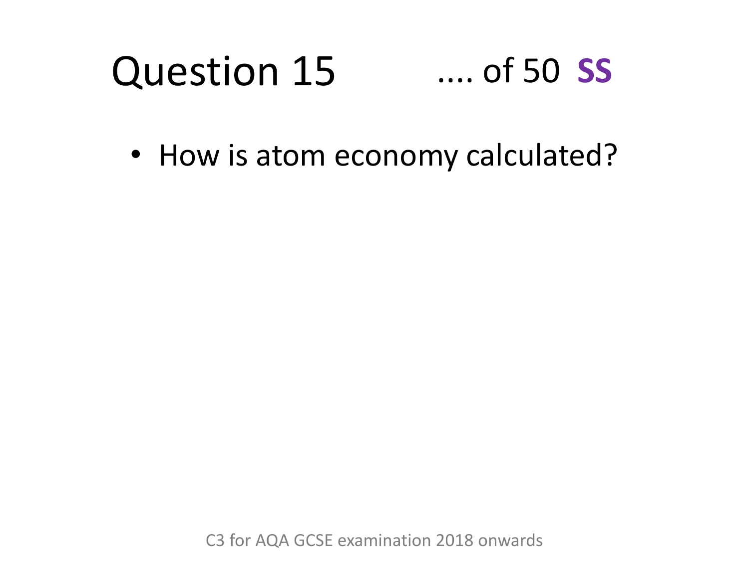# Question 15 .... of 50 **SS**

- How is atom economy calculated?

C3 for AQA GCSE examination 2018 onwards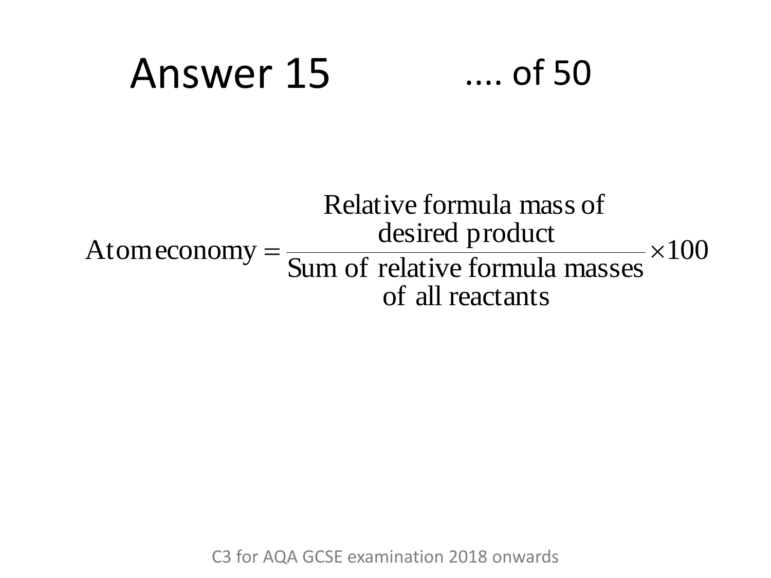# Answer 15 .... of 50

$$\text{Atom economy} = \frac{\text{Relative formula mass of desired product}}{\text{Sum of relative formula masses of all reactants}} \times 100$$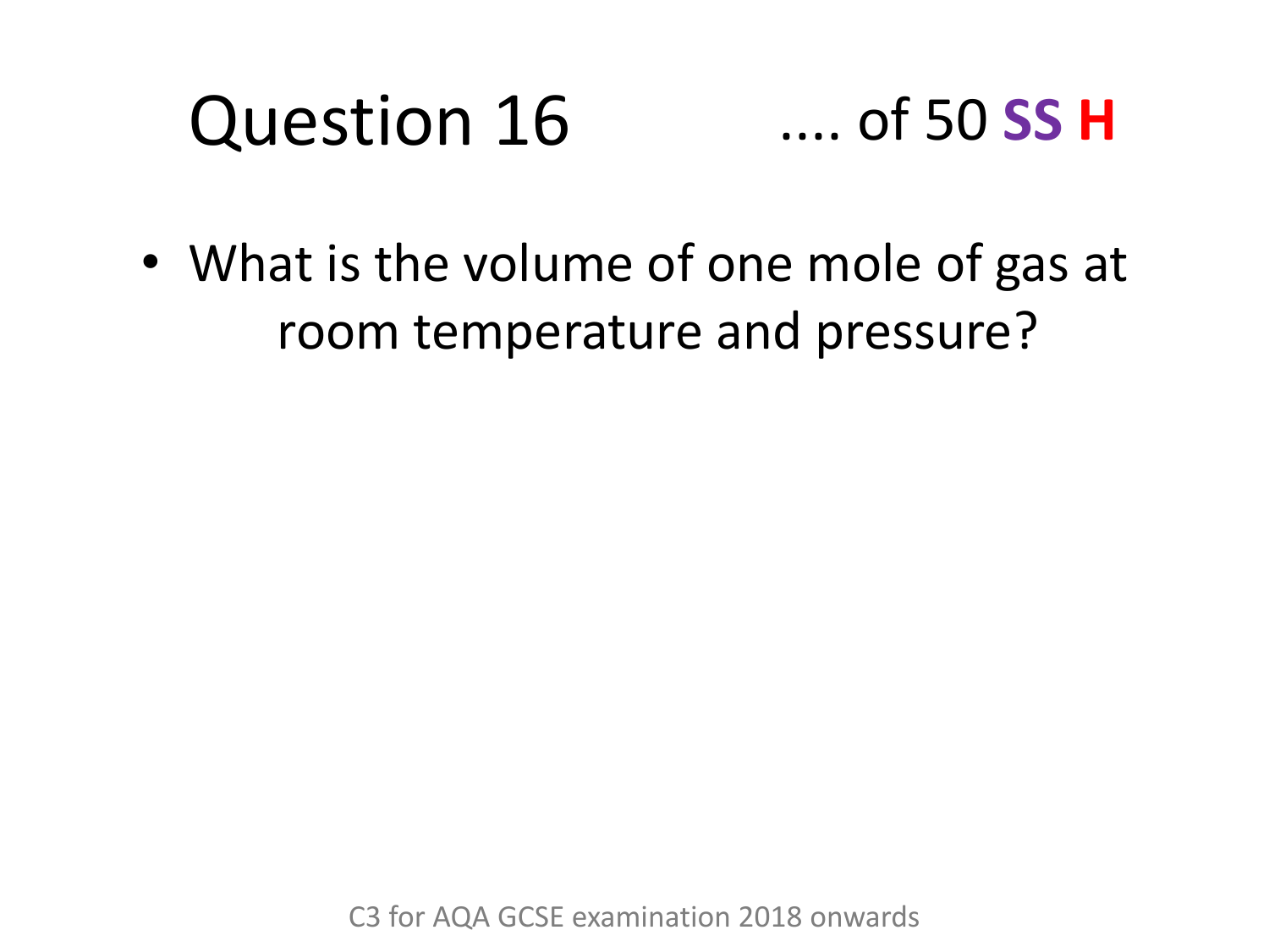# Question 16 .... of 50 **SS H**

- What is the volume of one mole of gas at room temperature and pressure?

C3 for AQA GCSE examination 2018 onwards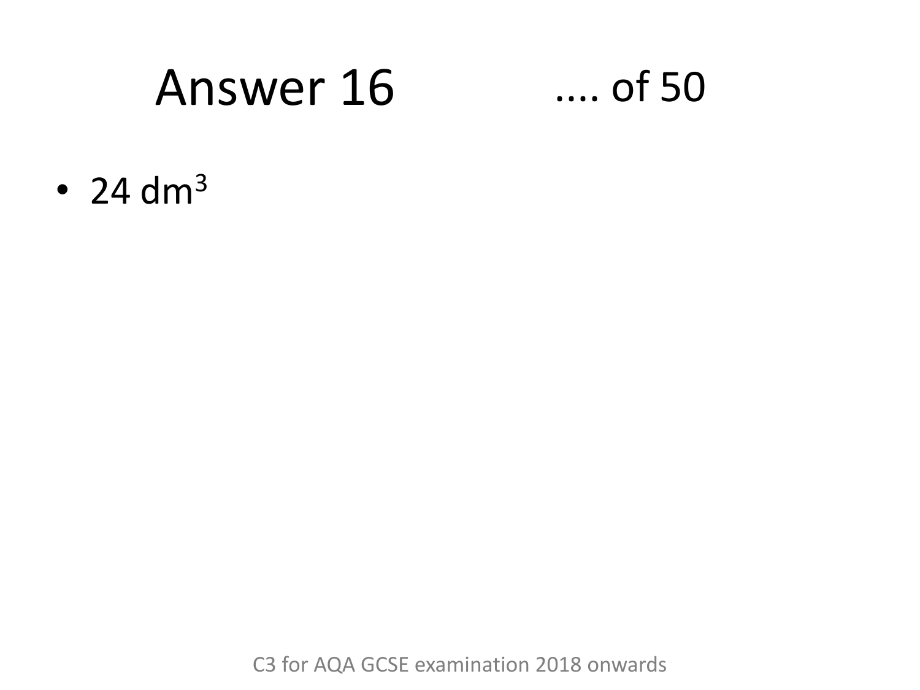# Answer 16 .... of 50

- 24 $dm^3$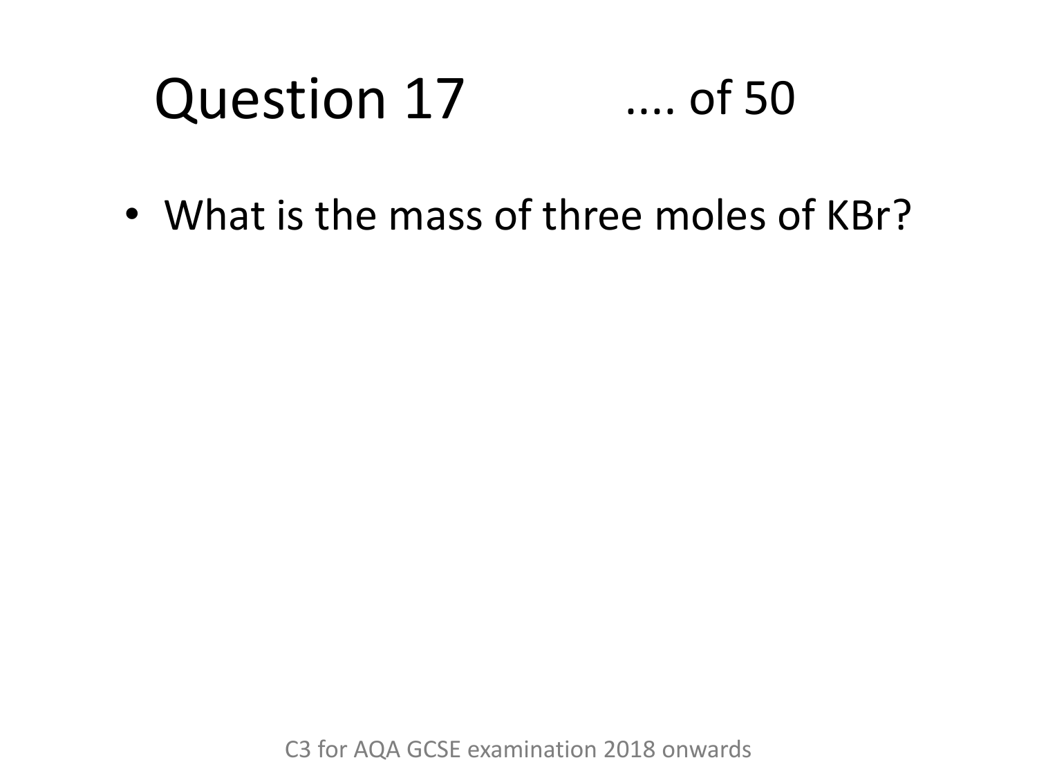# Question 17 .... of 50

- What is the mass of three moles of KBr?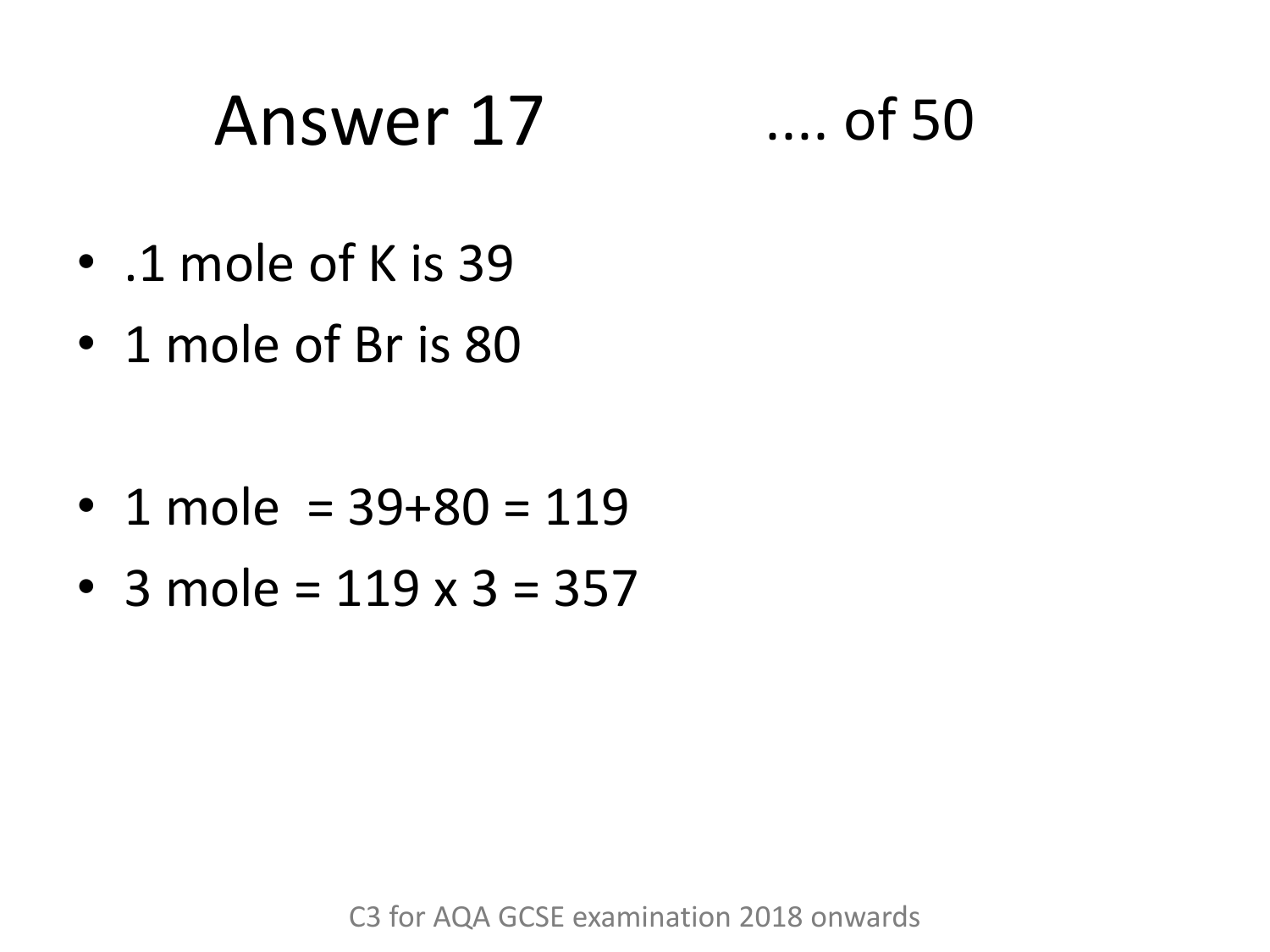# Answer 17 .... of 50

- .1 mole of K is 39
- 1 mole of Br is 80

- 1 mole = 39+80 = 119
- 3 mole = 119 x 3 = 357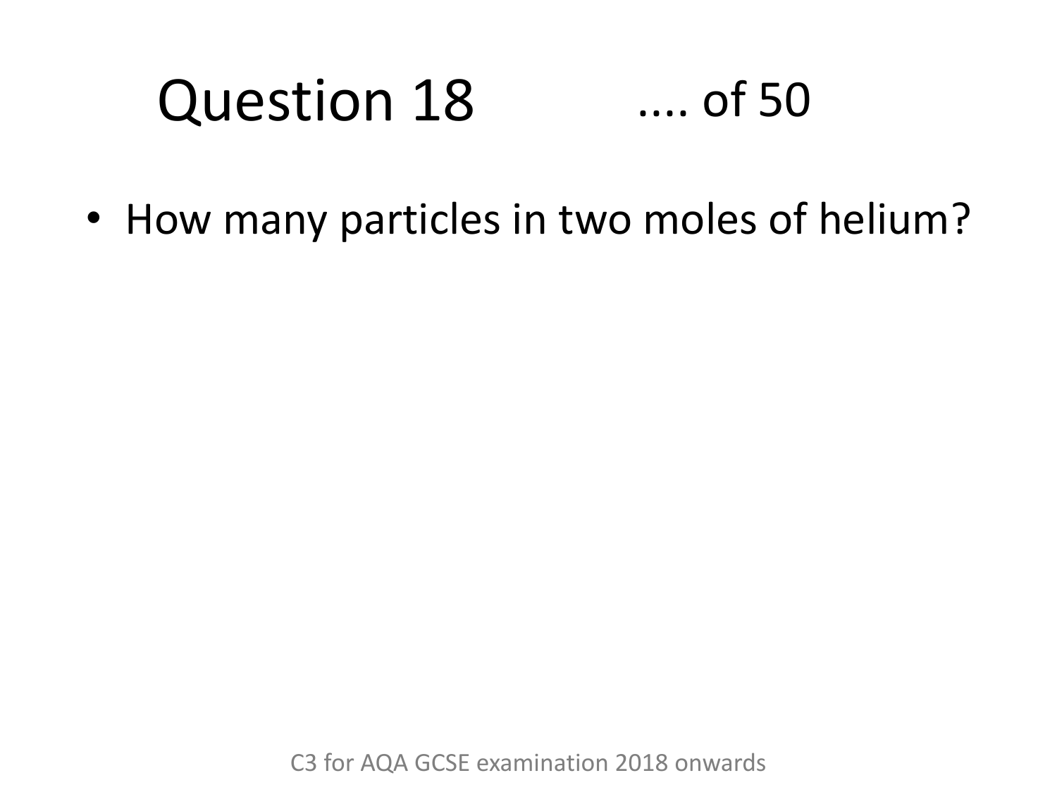# Question 18 .... of 50

- How many particles in two moles of helium?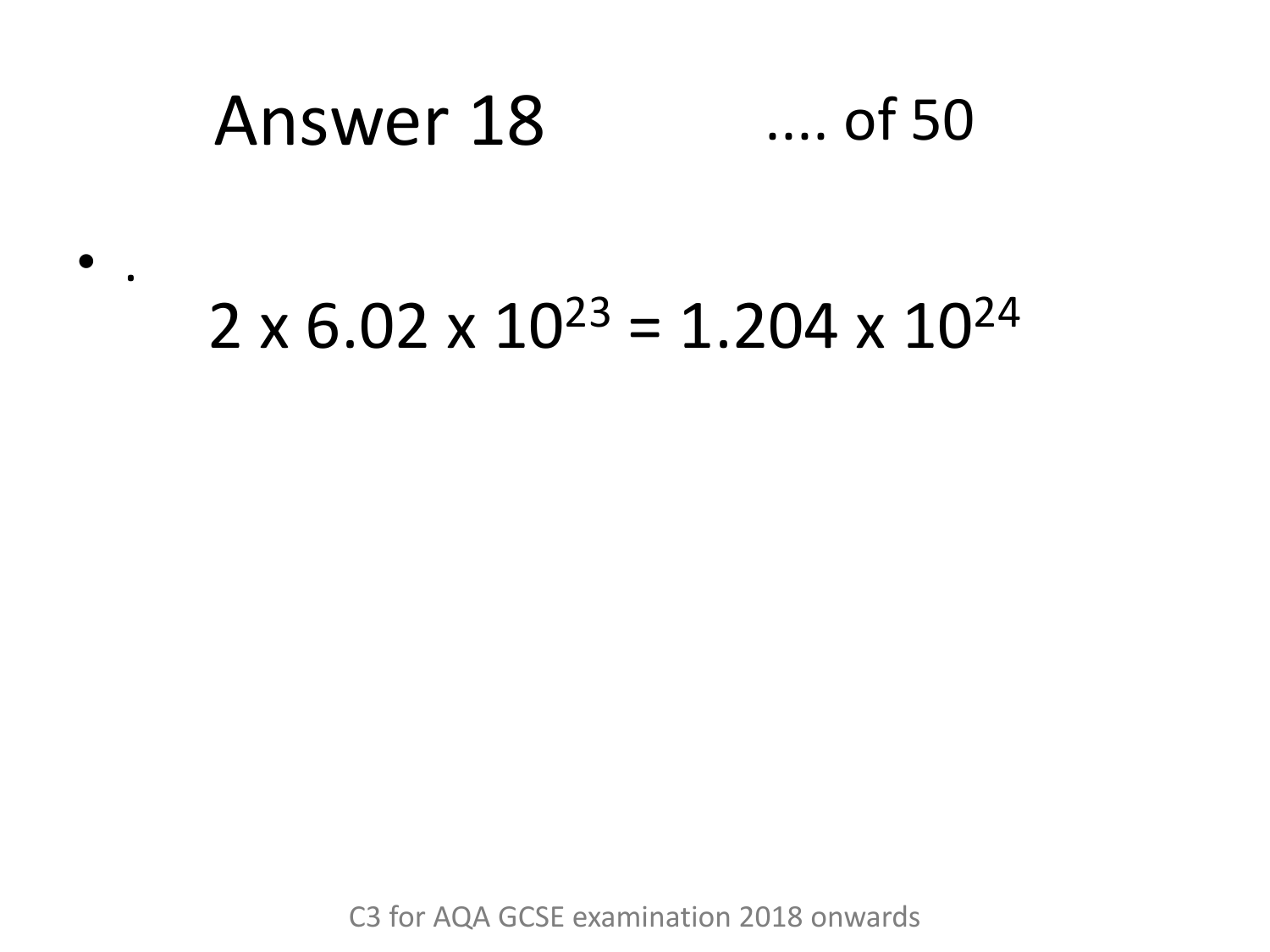# Answer 18

.... of 50

- .

$$2 \times 6.02 \times 10^{23} = 1.204 \times 10^{24}$$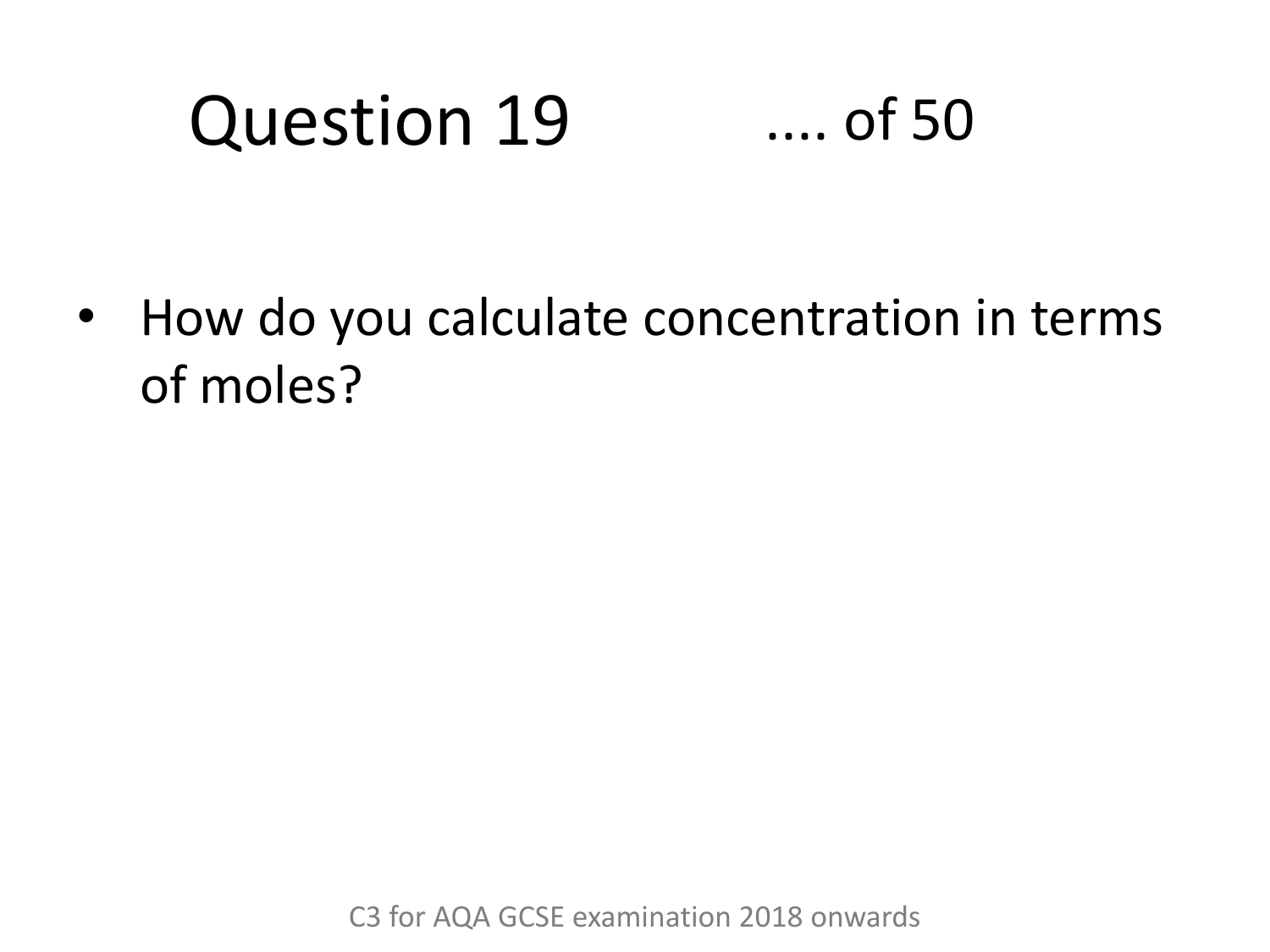# Question 19 .... of 50

- How do you calculate concentration in terms of moles?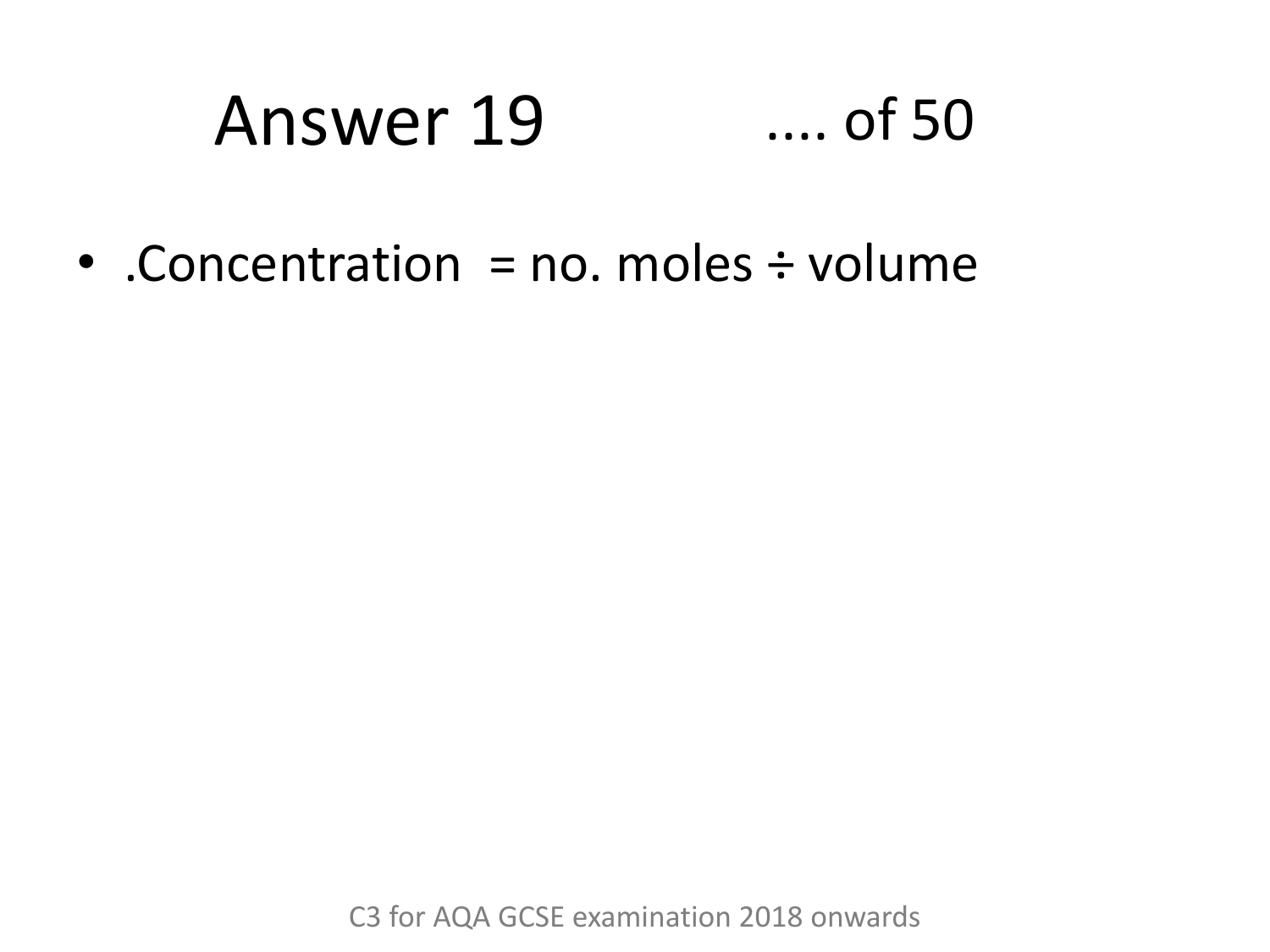# Answer 19 .... of 50

- .Concentration = no. moles ÷ volume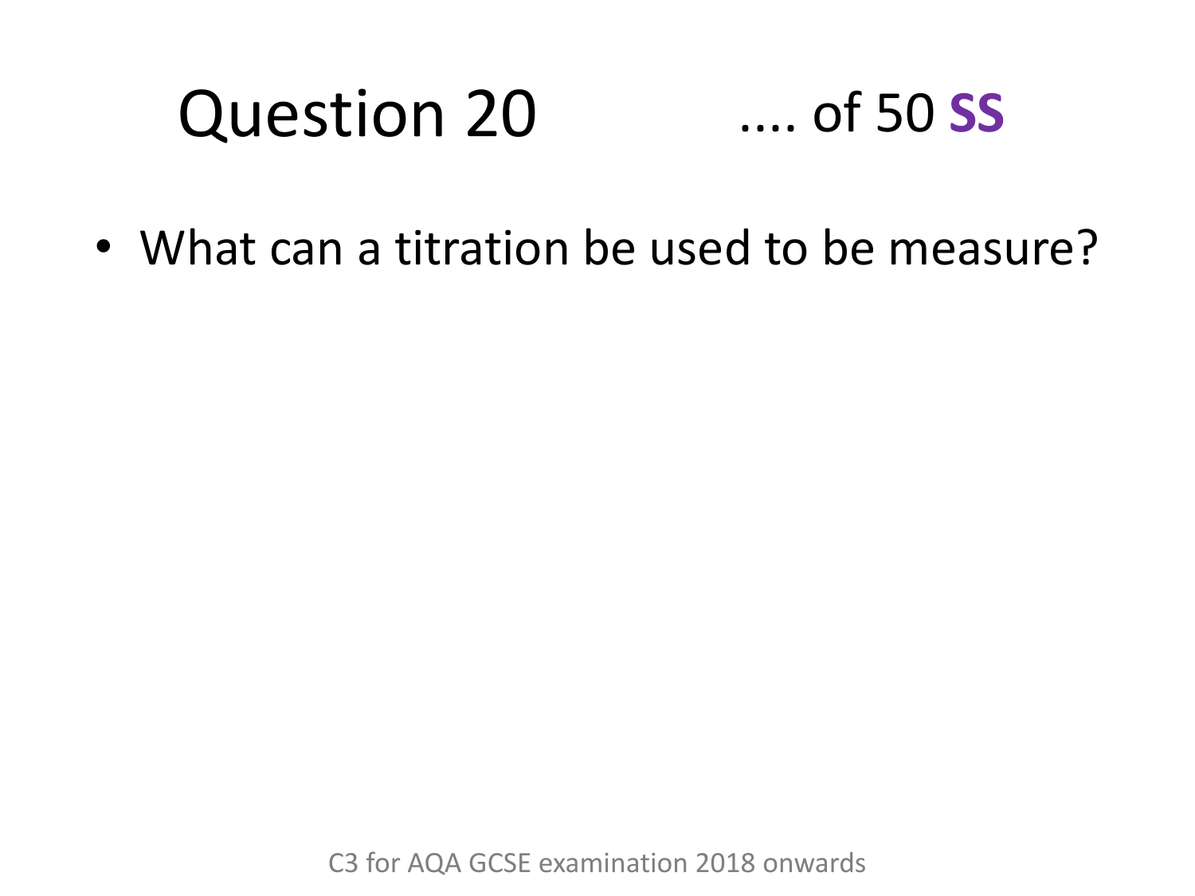# Question 20

.... of 50 **SS**

- What can a titration be used to be measure?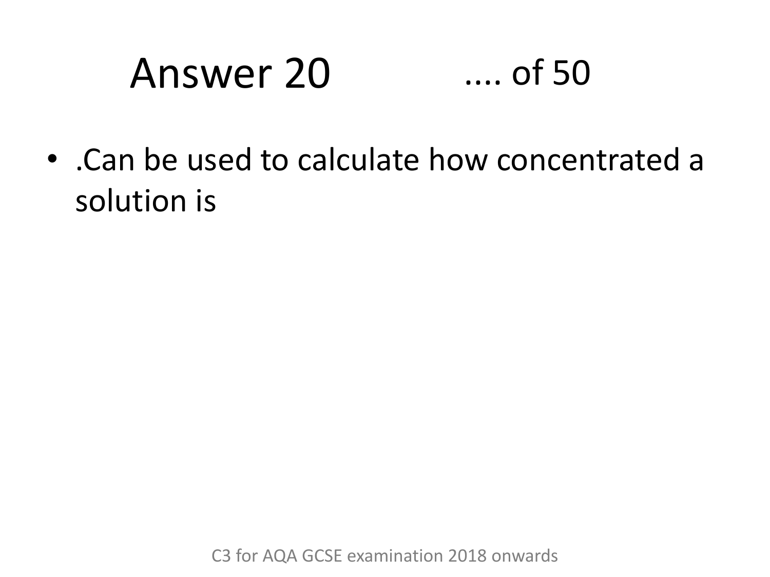# Answer 20 .... of 50

- .Can be used to calculate how concentrated a solution is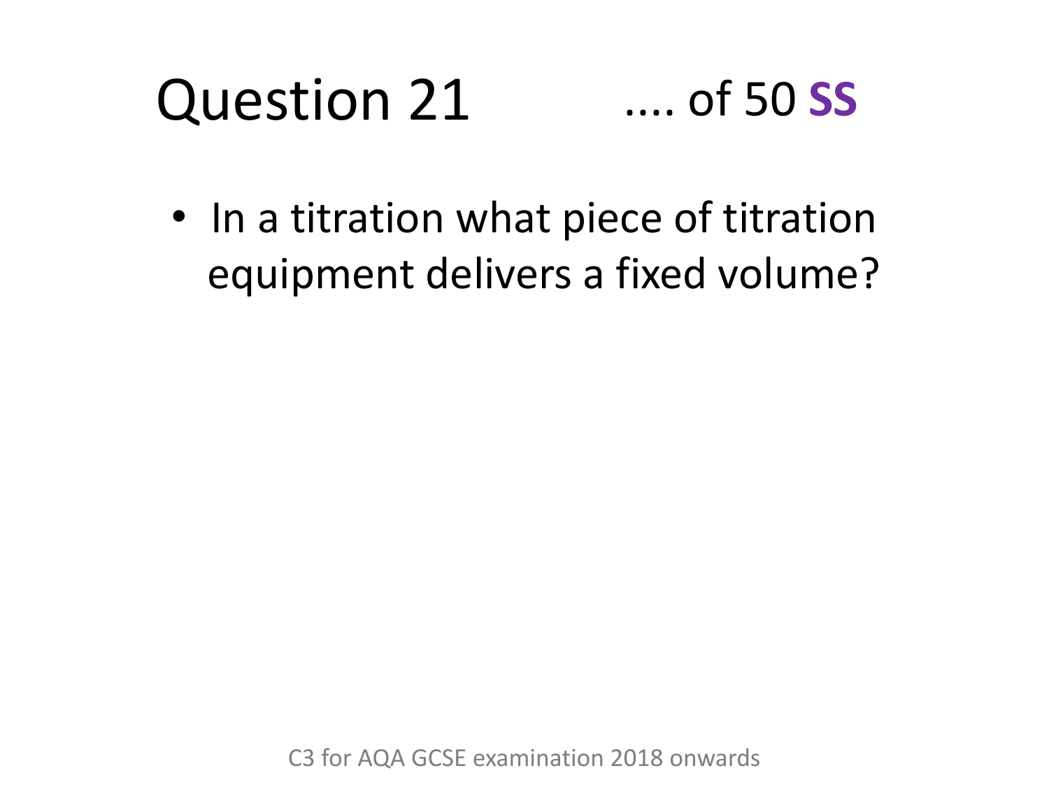# Question 21

.... of 50 **SS**

- In a titration what piece of titration equipment delivers a fixed volume?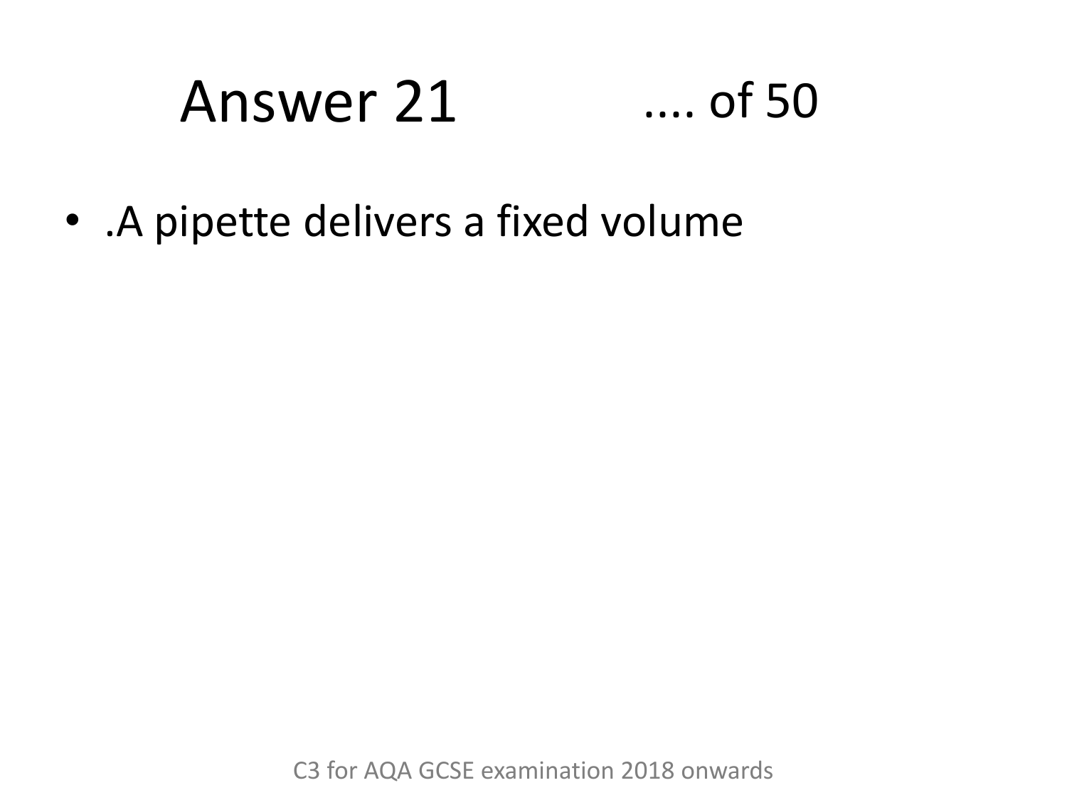# Answer 21 .... of 50

- .A pipette delivers a fixed volume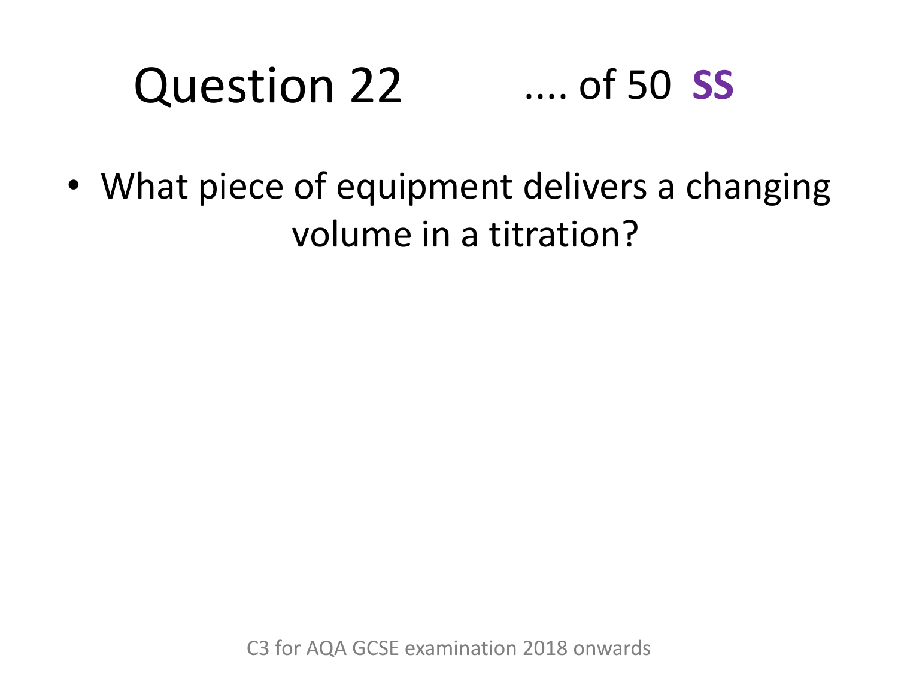# Question 22 .... of 50 **SS**

- What piece of equipment delivers a changing volume in a titration?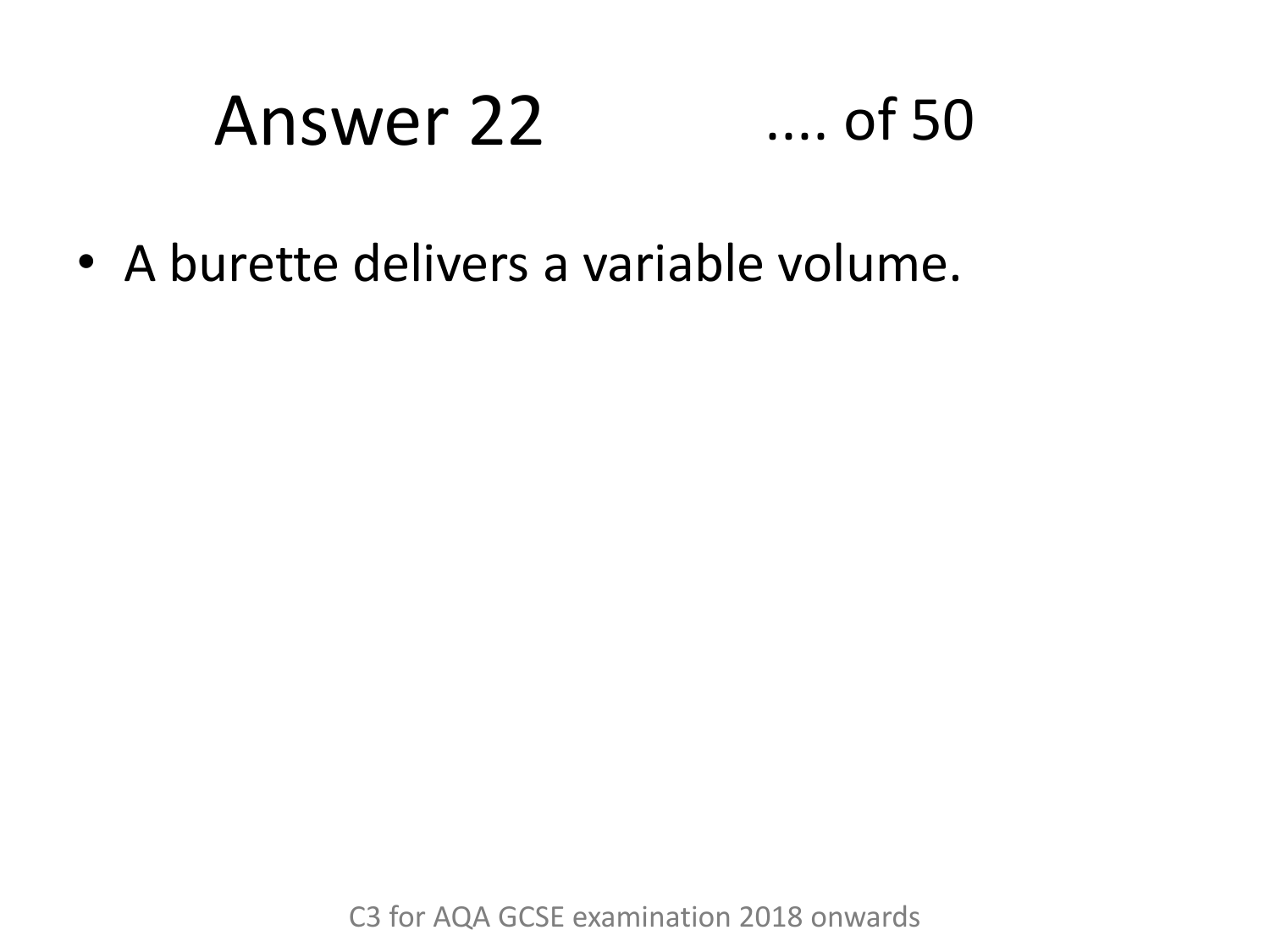# Answer 22 .... of 50

- A burette delivers a variable volume.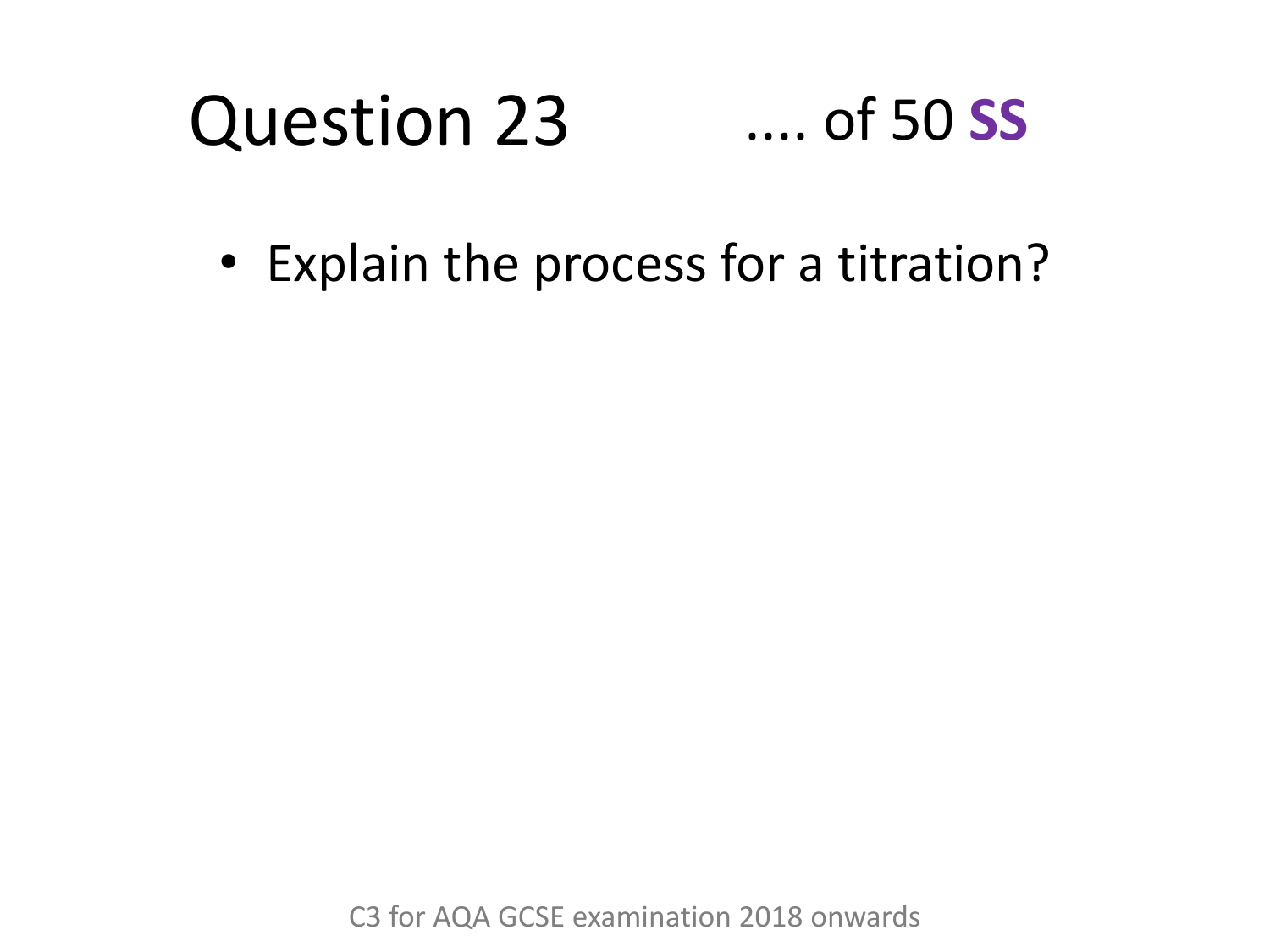# Question 23 .... of 50 **SS**

- Explain the process for a titration?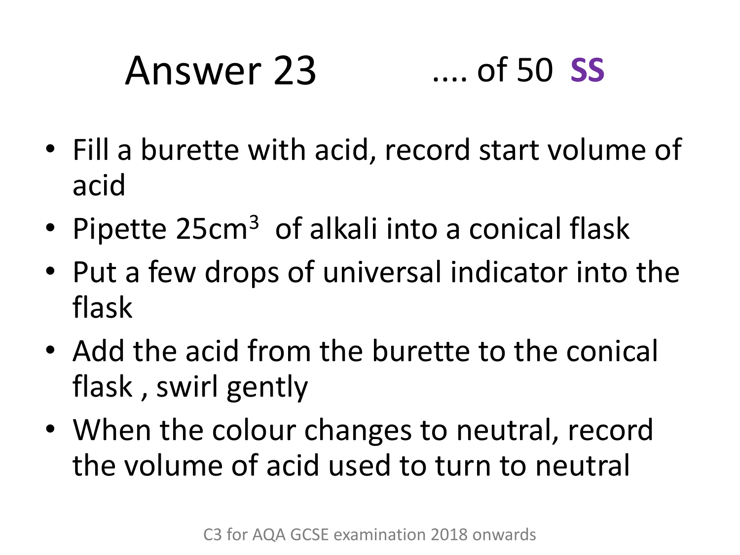# Answer 23 .... of 50 **SS**

- Fill a burette with acid, record start volume of acid
- Pipette 25cm$^3$ of alkali into a conical flask
- Put a few drops of universal indicator into the flask
- Add the acid from the burette to the conical flask , swirl gently
- When the colour changes to neutral, record the volume of acid used to turn to neutral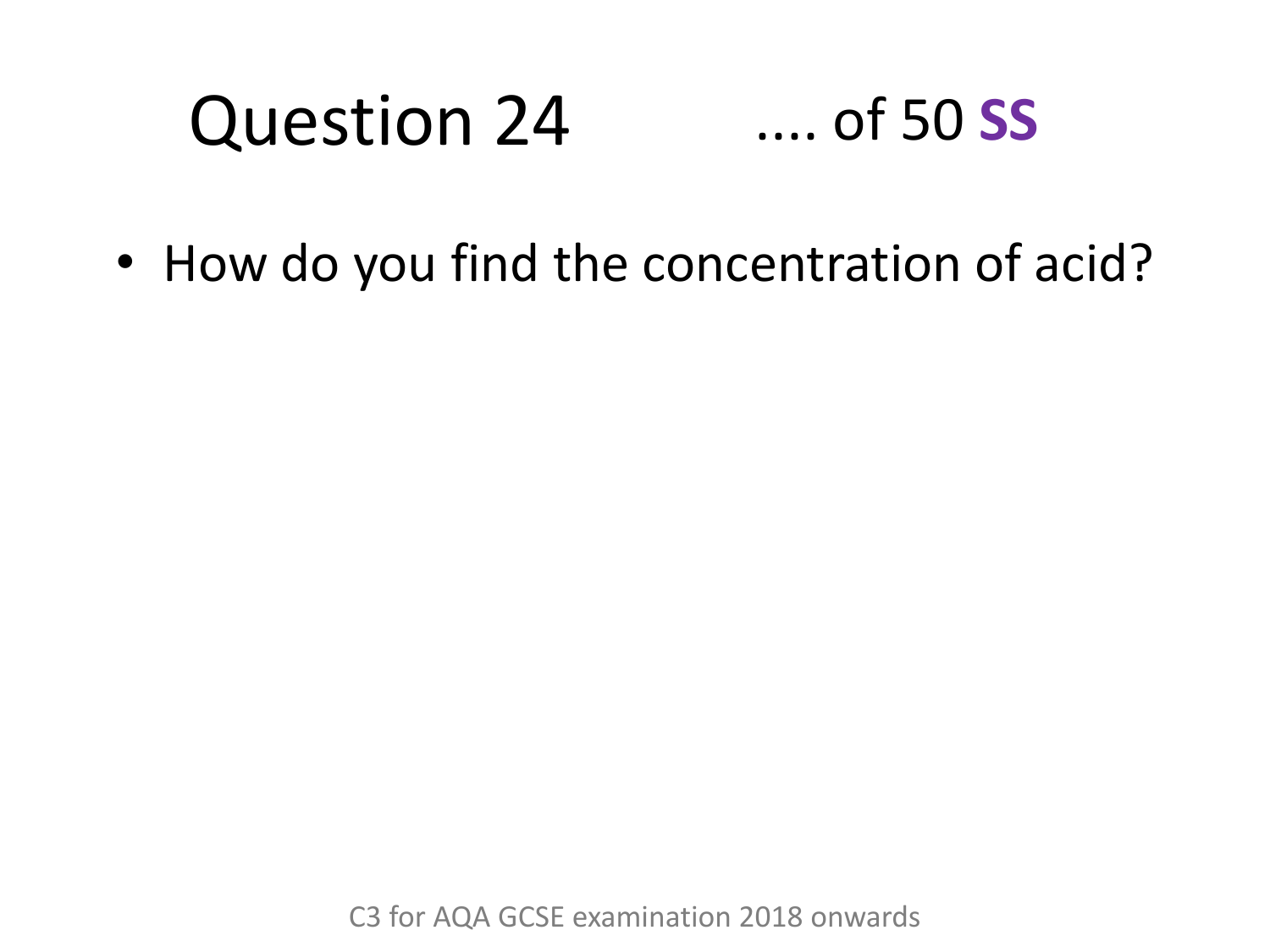# Question 24 .... of 50 **SS**

- How do you find the concentration of acid?

C3 for AQA GCSE examination 2018 onwards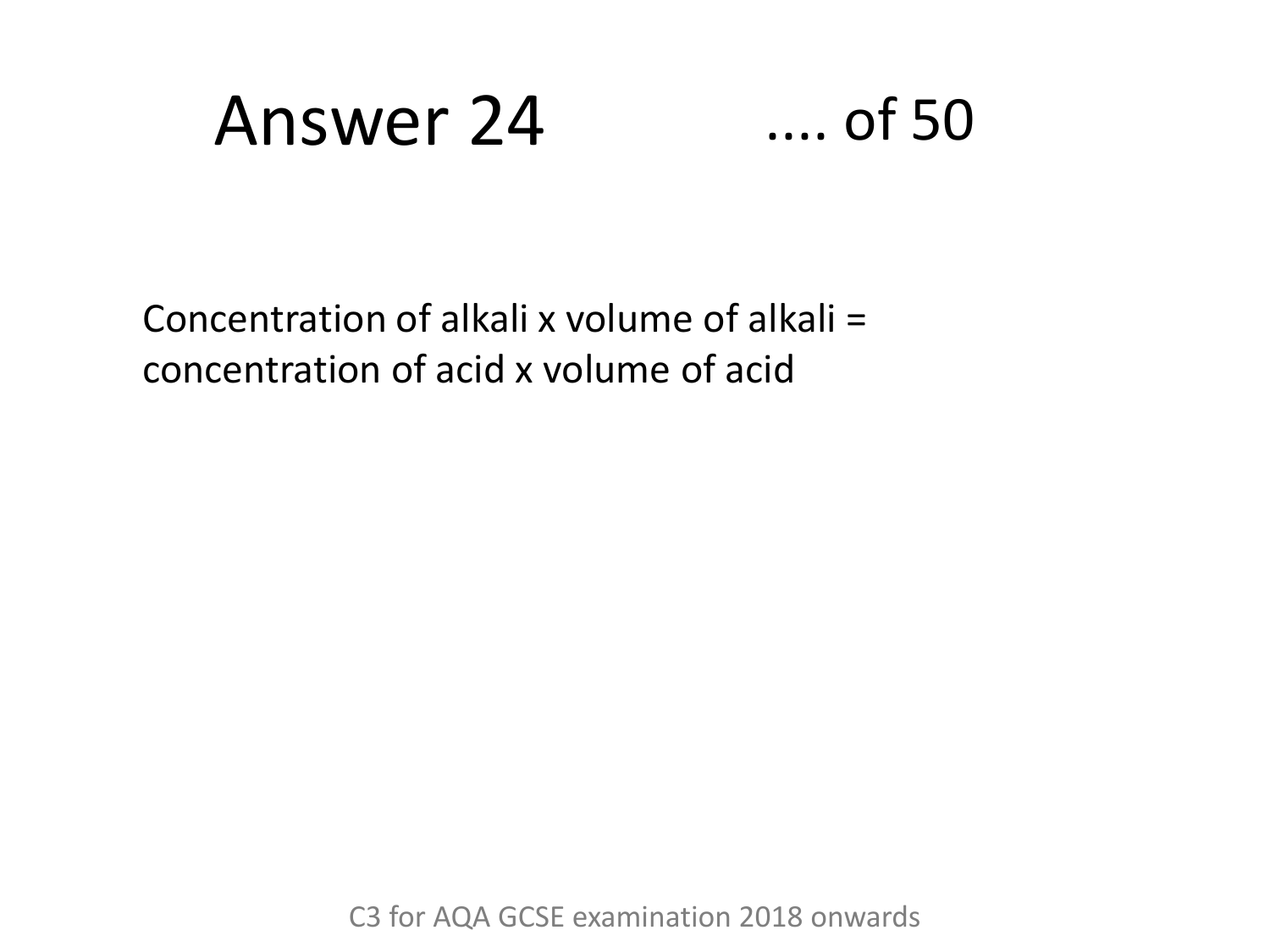# Answer 24

.... of 50

Concentration of alkali x volume of alkali = concentration of acid x volume of acid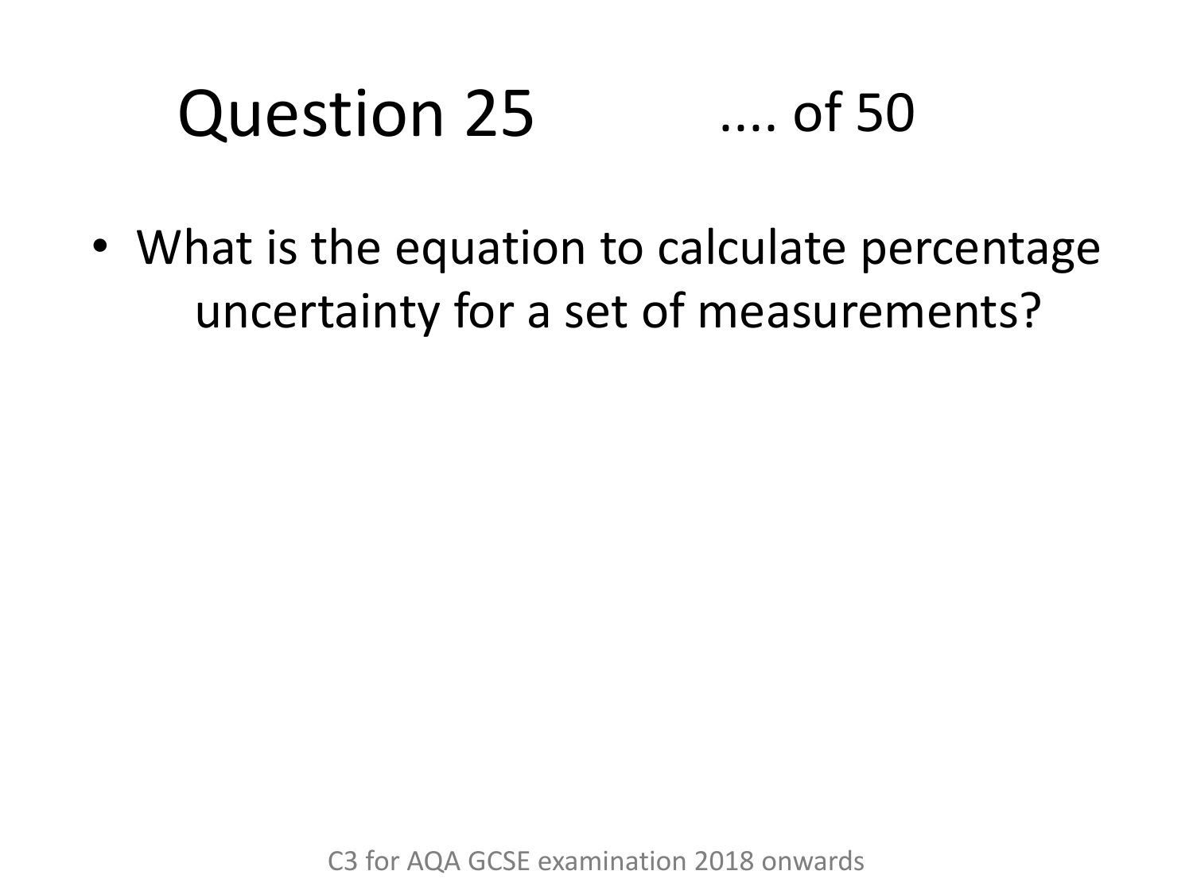# Question 25 .... of 50

- What is the equation to calculate percentage uncertainty for a set of measurements?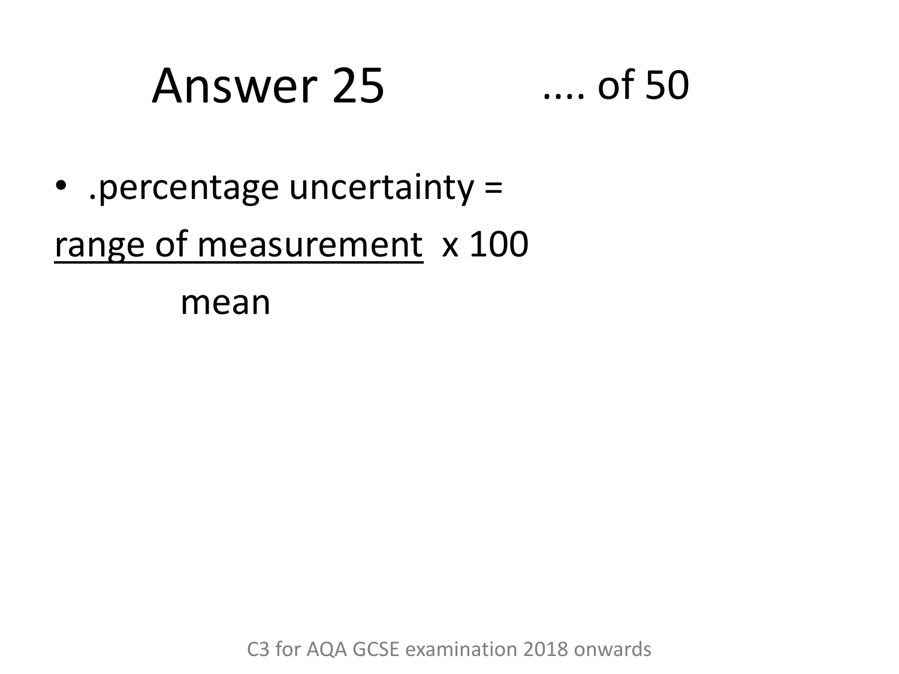# Answer 25 .... of 50

- .percentage uncertainty =

$$\text{percentage uncertainty} = \frac{\text{range of measurement}}{\text{mean}} \times 100$$

C3 for AQA GCSE examination 2018 onwards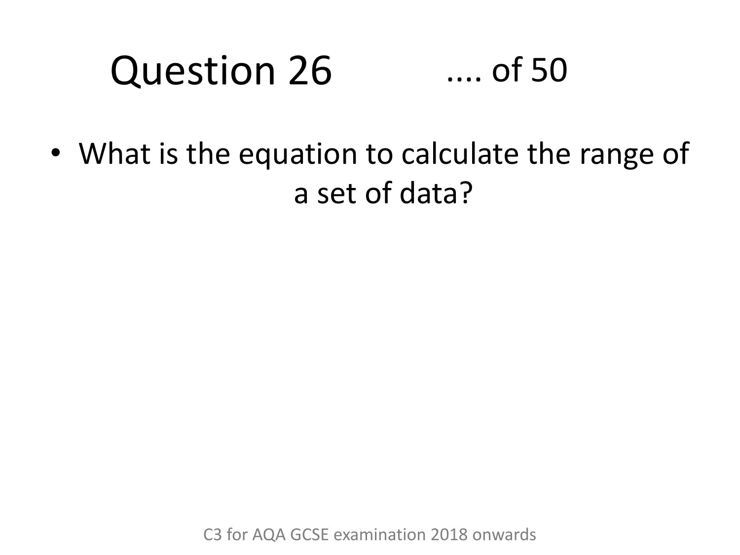# Question 26 .... of 50

- What is the equation to calculate the range of a set of data?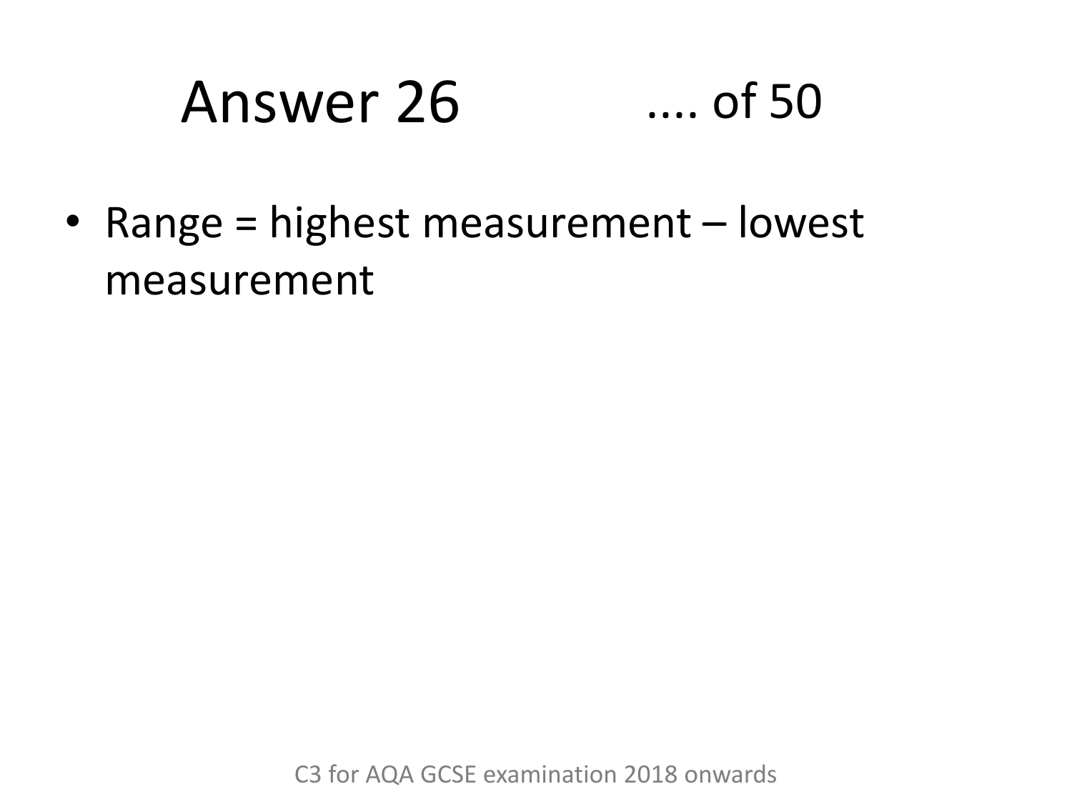# Answer 26 .... of 50

- Range = highest measurement – lowest measurement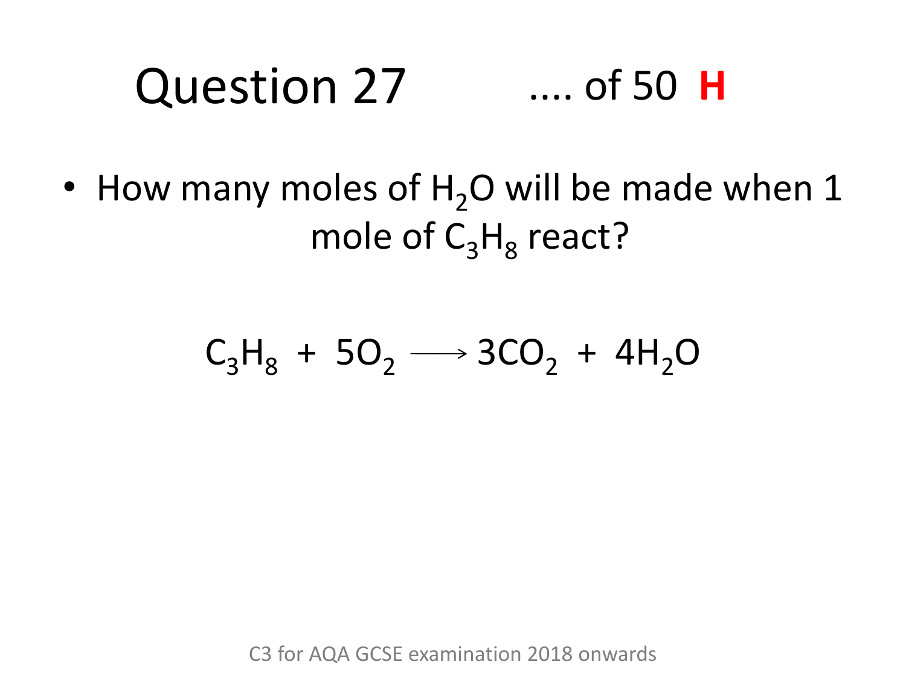# Question 27

.... of 50 **H**

- How many moles of $H_2O$ will be made when 1 mole of $C_3H_8$ react?

$$C_3H_8 + 5O_2 \longrightarrow 3CO_2 + 4H_2O$$

C3 for AQA GCSE examination 2018 onwards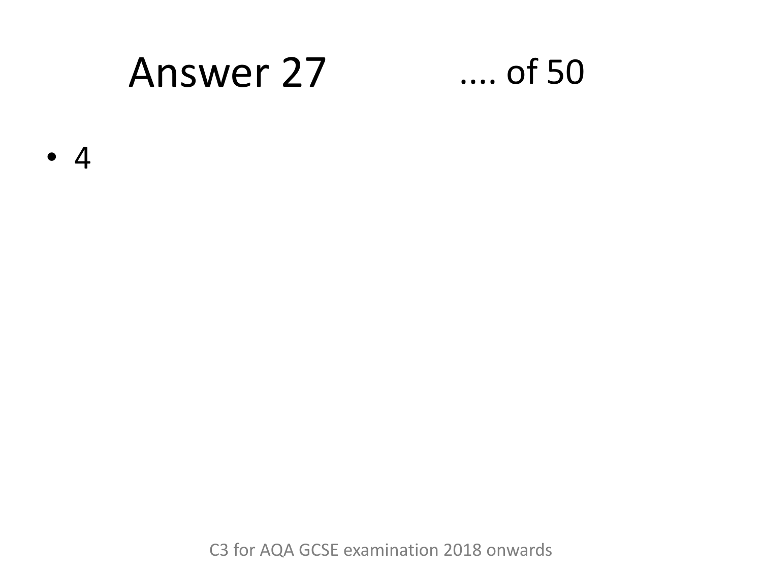# Answer 27

- 4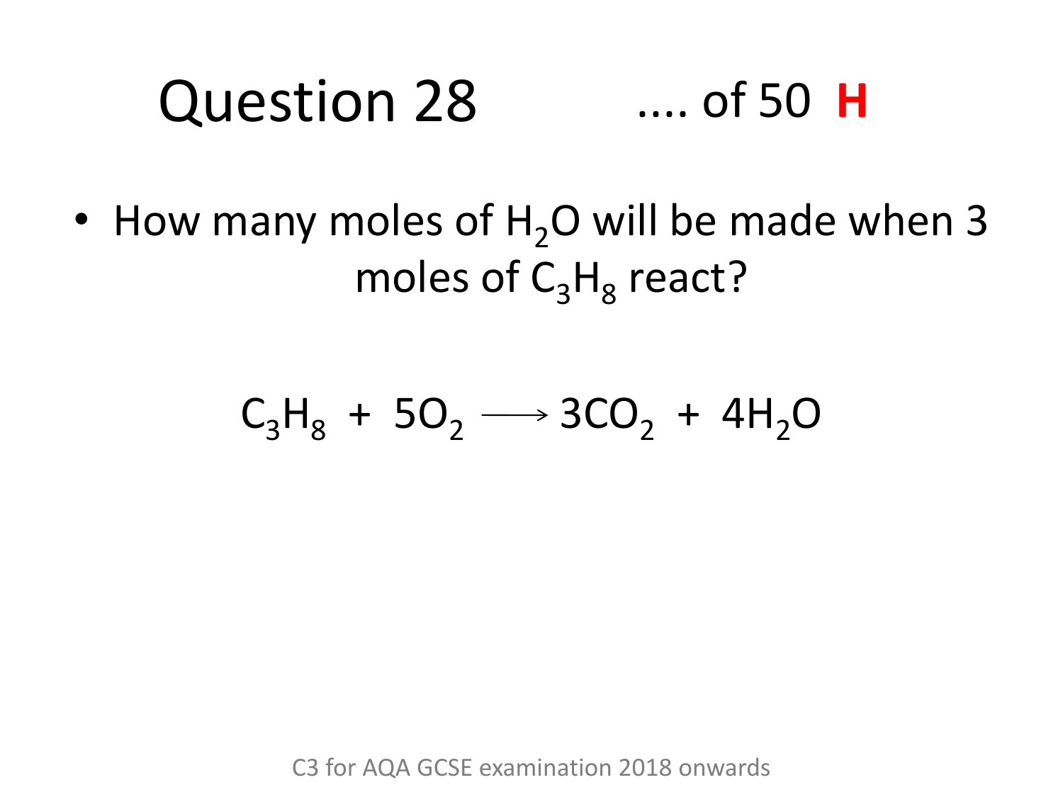# Question 28 .... of 50 **H**

- How many moles of $H_2O$ will be made when 3 moles of $C_3H_8$ react?

$$C_3H_8 + 5O_2 \longrightarrow 3CO_2 + 4H_2O$$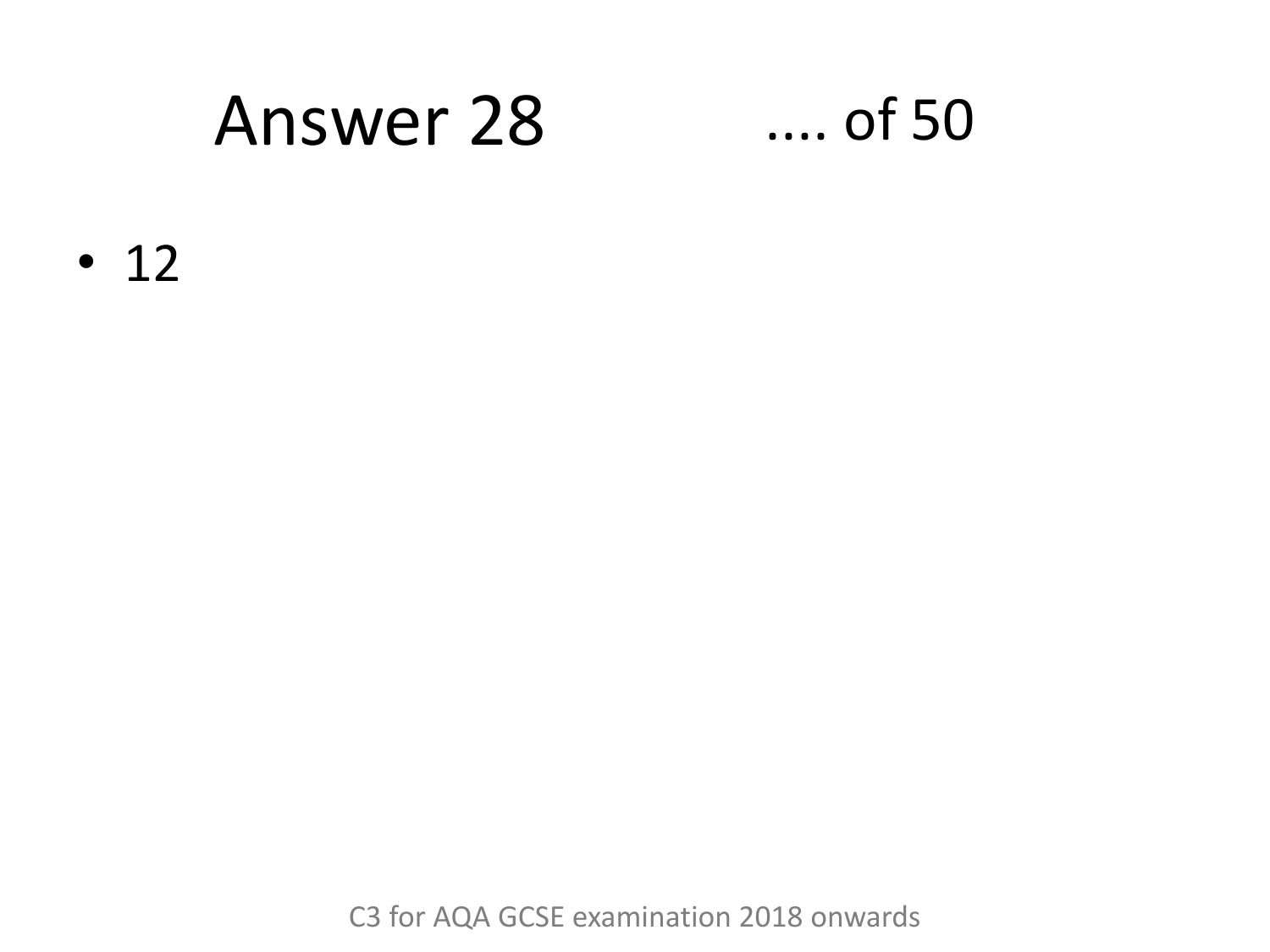# Answer 28 .... of 50

- 12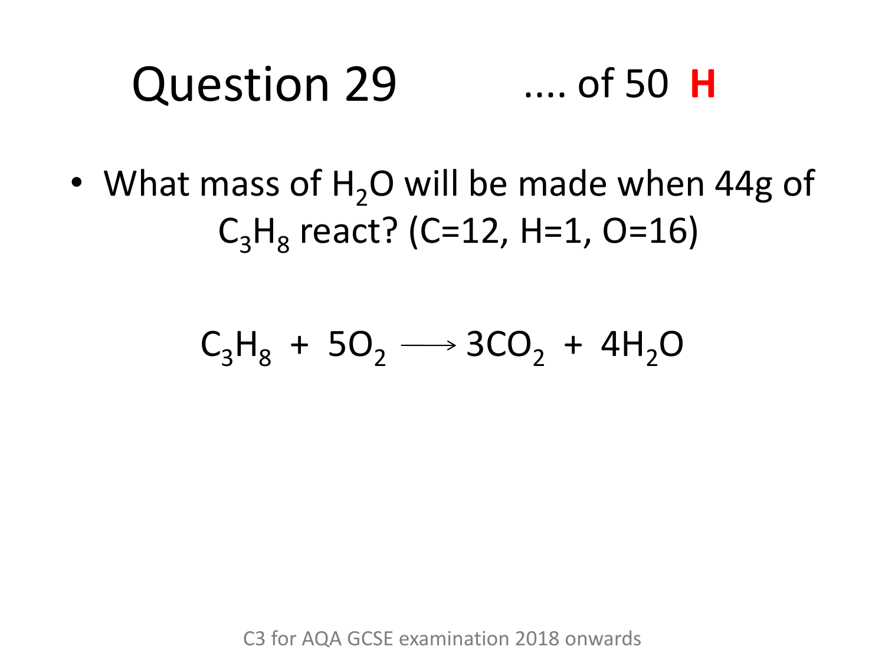# Question 29 .... of 50 **H**

- What mass of $H_2O$ will be made when 44g of $C_3H_8$ react? (C=12, H=1, O=16)

$$C_3H_8 + 5O_2 \longrightarrow 3CO_2 + 4H_2O$$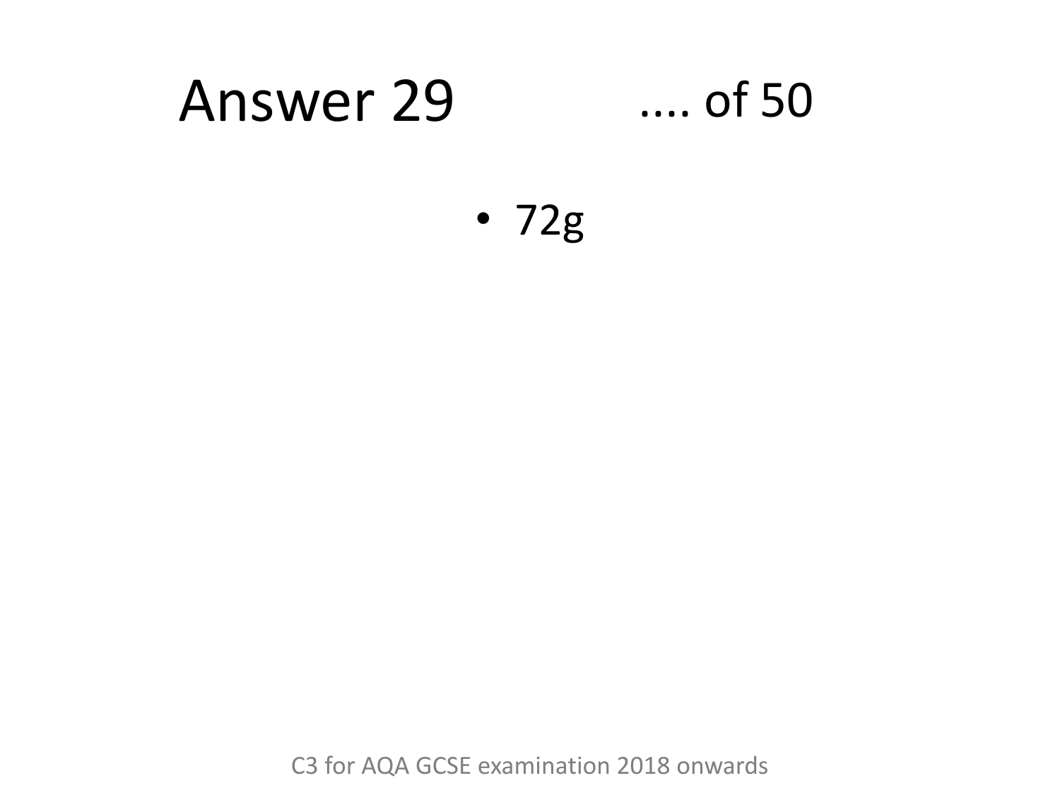# Answer 29 .... of 50

- 72g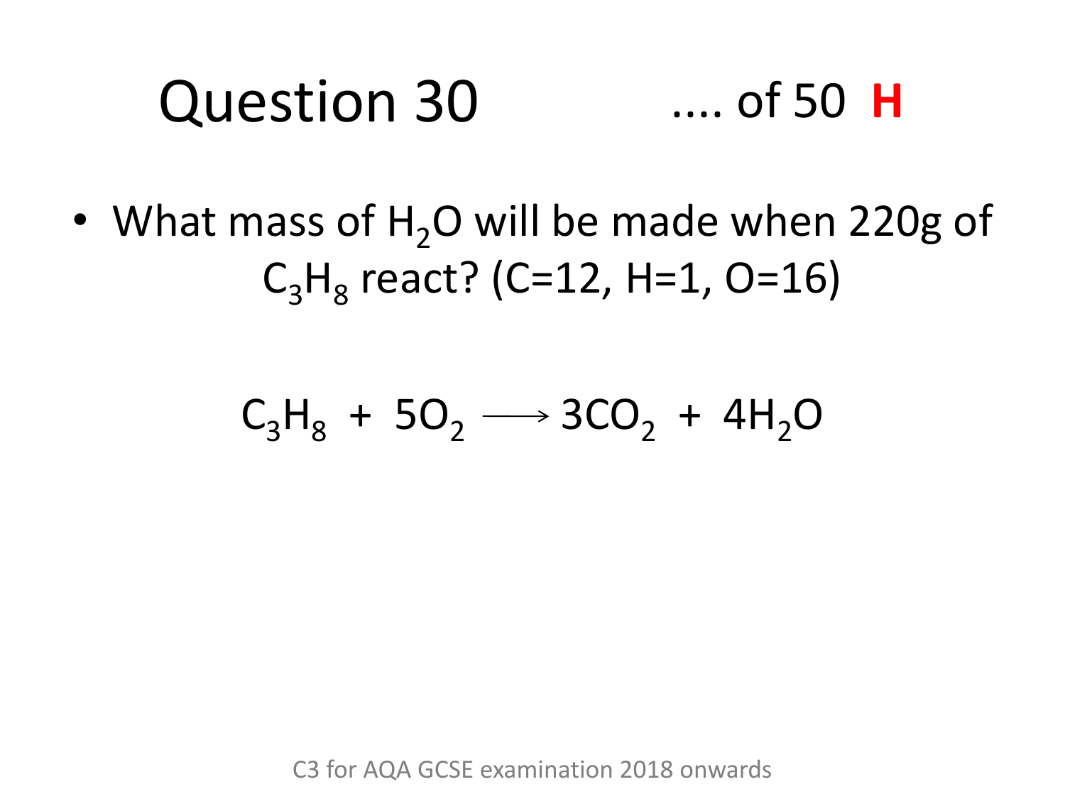# Question 30

.... of 50 **H**

- What mass of $H_2O$ will be made when 220g of $C_3H_8$ react? (C=12, H=1, O=16)

$$C_3H_8 + 5O_2 \longrightarrow 3CO_2 + 4H_2O$$

C3 for AQA GCSE examination 2018 onwards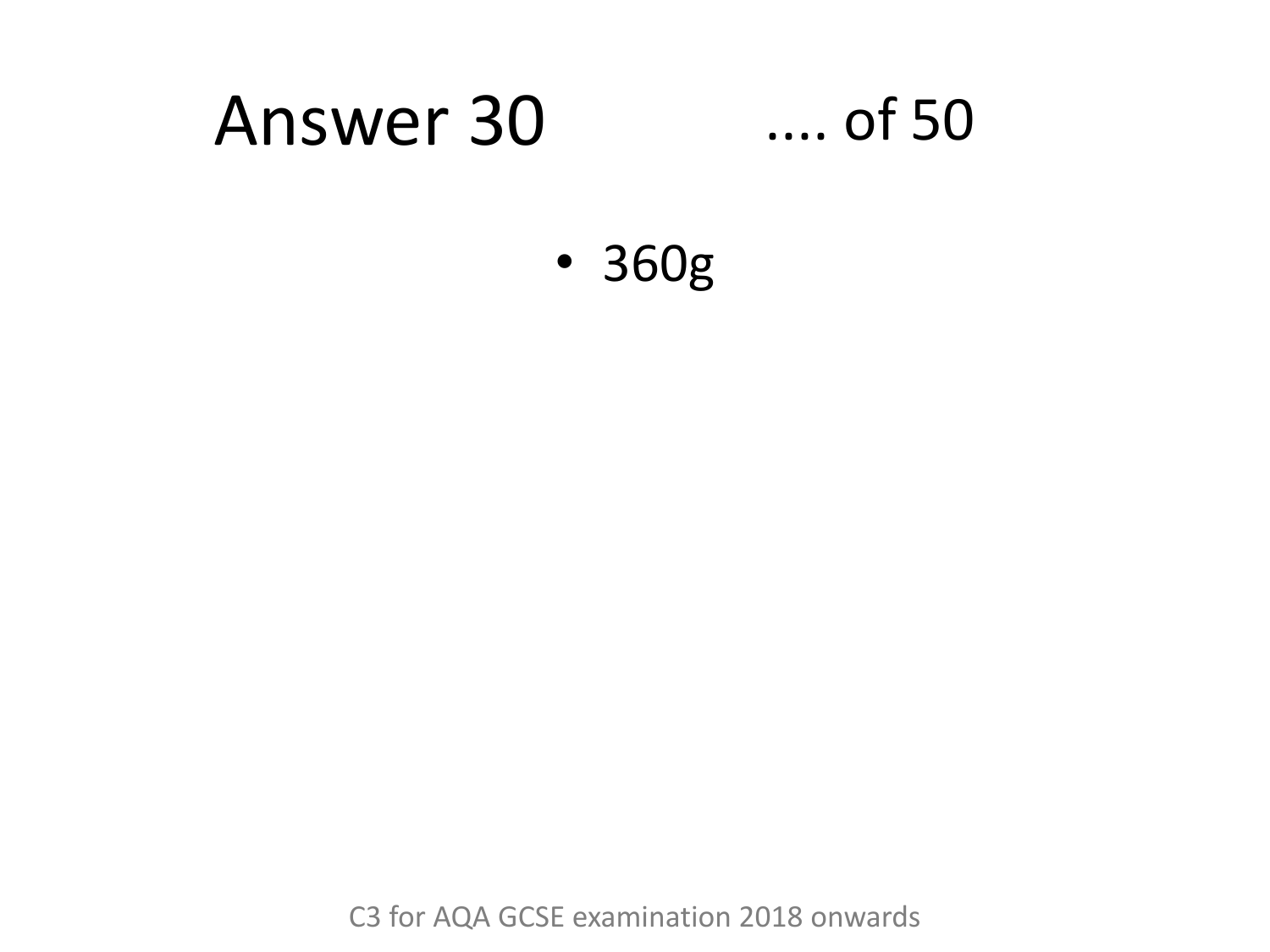# Answer 30 .... of 50

- 360g